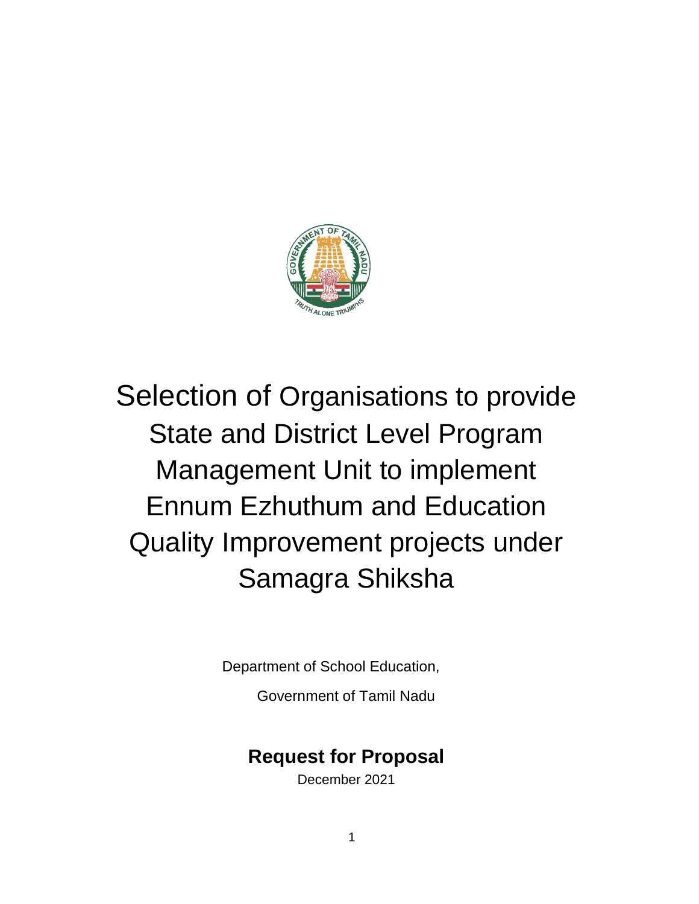# Selection of Organisations to provide State and District Level Program Management Unit to implement Ennum Ezhuthum and Education Quality Improvement projects under Samagra Shiksha

Department of School Education,

Government of Tamil Nadu

**Request for Proposal**

December 2021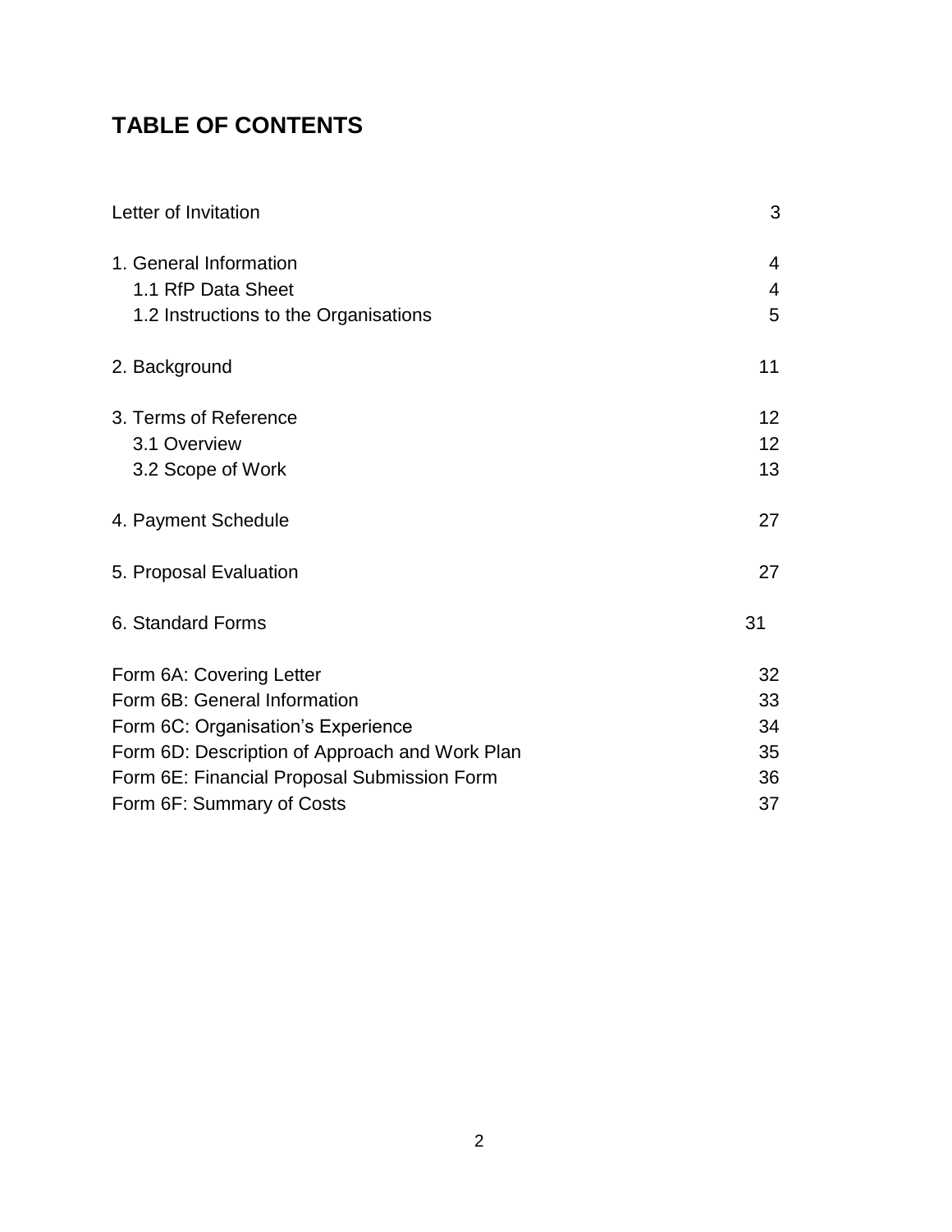# TABLE OF CONTENTS

| | |
|---|---|
| Letter of Invitation | 3 |
| 1. General Information | 4 |
| 1.1 RfP Data Sheet | 4 |
| 1.2 Instructions to the Organisations | 5 |
| 2. Background | 11 |
| 3. Terms of Reference | 12 |
| 3.1 Overview | 12 |
| 3.2 Scope of Work | 13 |
| 4. Payment Schedule | 27 |
| 5. Proposal Evaluation | 27 |
| 6. Standard Forms | 31 |
| Form 6A: Covering Letter | 32 |
| Form 6B: General Information | 33 |
| Form 6C: Organisation's Experience | 34 |
| Form 6D: Description of Approach and Work Plan | 35 |
| Form 6E: Financial Proposal Submission Form | 36 |
| Form 6F: Summary of Costs | 37 |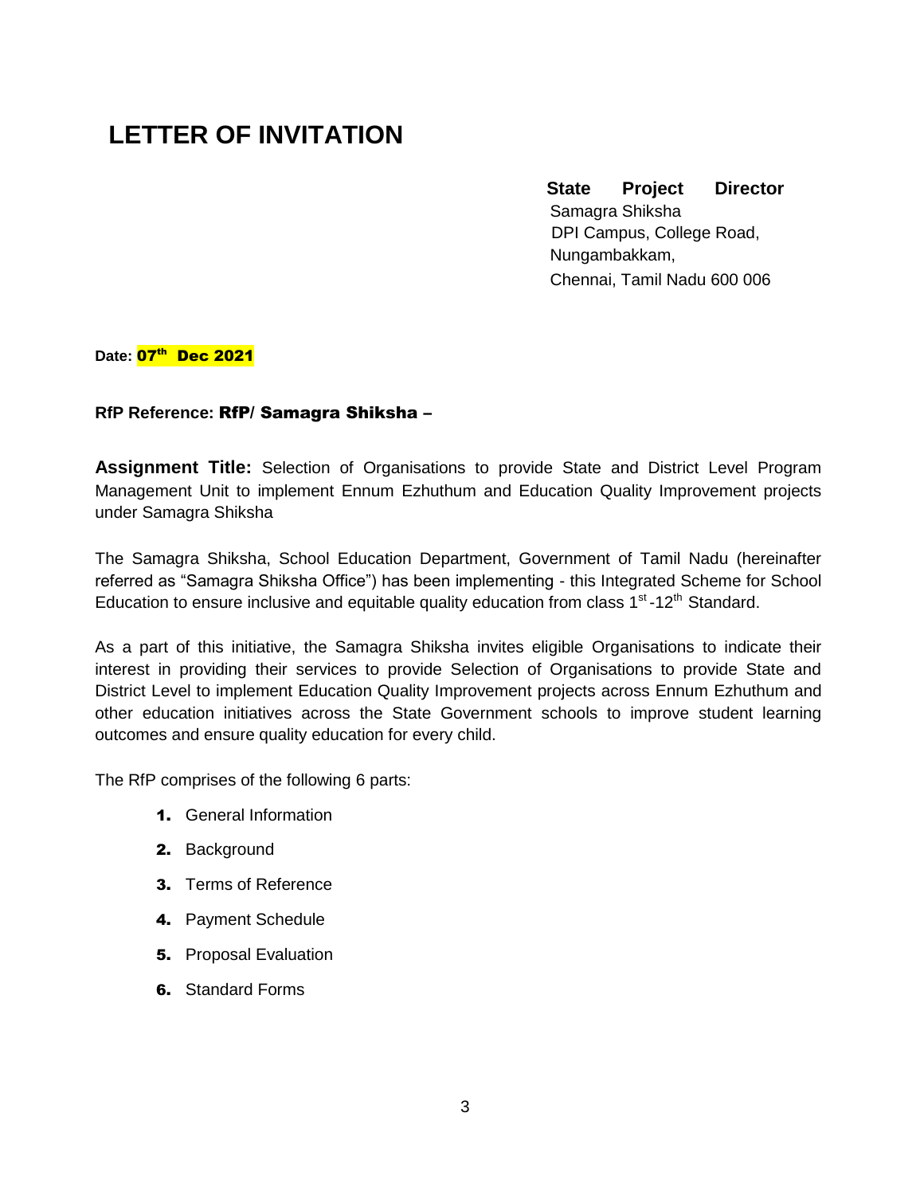# LETTER OF INVITATION

**State Project Director**
Samagra Shiksha
DPI Campus, College Road,
Nungambakkam,
Chennai, Tamil Nadu 600 006

**Date: 07th Dec 2021**

**RfP Reference: RfP/ Samagra Shiksha –**

**Assignment Title:** Selection of Organisations to provide State and District Level Program Management Unit to implement Ennum Ezhuthum and Education Quality Improvement projects under Samagra Shiksha

The Samagra Shiksha, School Education Department, Government of Tamil Nadu (hereinafter referred as "Samagra Shiksha Office") has been implementing - this Integrated Scheme for School Education to ensure inclusive and equitable quality education from class 1st -12th Standard.

As a part of this initiative, the Samagra Shiksha invites eligible Organisations to indicate their interest in providing their services to provide Selection of Organisations to provide State and District Level to implement Education Quality Improvement projects across Ennum Ezhuthum and other education initiatives across the State Government schools to improve student learning outcomes and ensure quality education for every child.

The RfP comprises of the following 6 parts:

1. General Information
2. Background
3. Terms of Reference
4. Payment Schedule
5. Proposal Evaluation
6. Standard Forms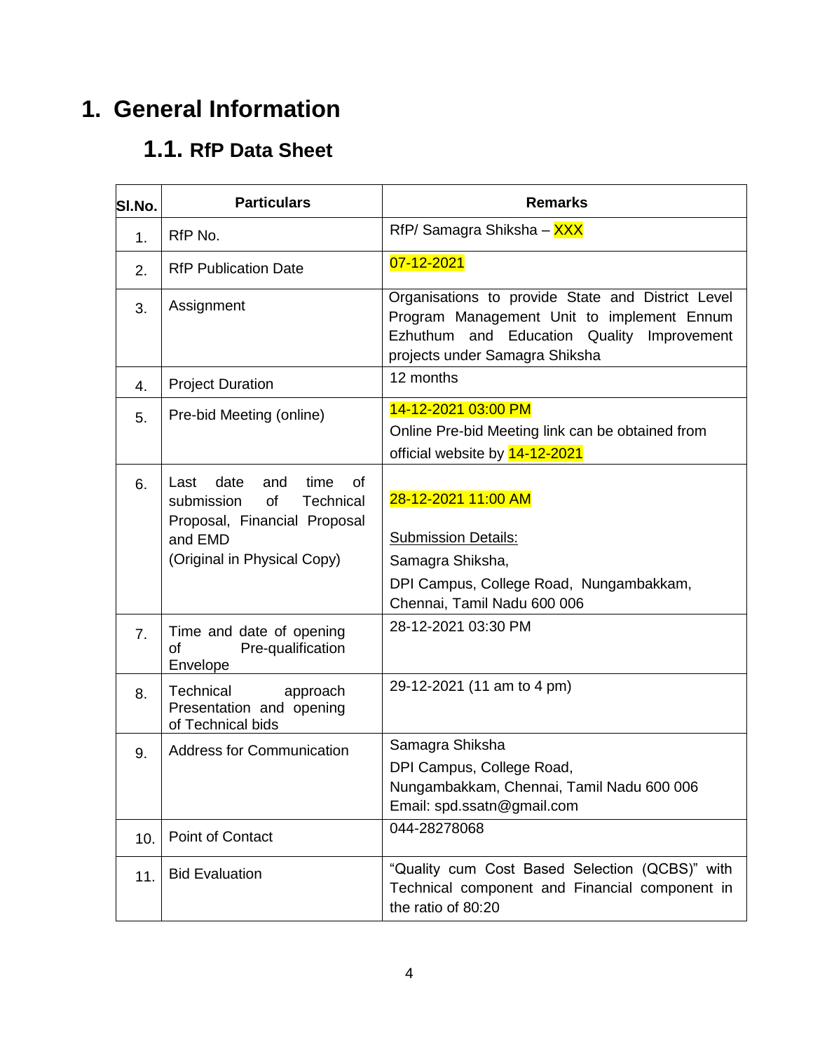# 1. General Information

## 1.1. RfP Data Sheet

| Sl.No. | Particulars | Remarks |
|---|---|---|
| 1. | RfP No. | RfP/ Samagra Shiksha – XXX |
| 2. | RfP Publication Date | 07-12-2021 |
| 3. | Assignment | Organisations to provide State and District Level Program Management Unit to implement Ennum Ezhuthum and Education Quality Improvement projects under Samagra Shiksha |
| 4. | Project Duration | 12 months |
| 5. | Pre-bid Meeting (online) | 14-12-2021 03:00 PM<br>Online Pre-bid Meeting link can be obtained from official website by 14-12-2021 |
| 6. | Last date and time of submission of Technical Proposal, Financial Proposal and EMD<br>(Original in Physical Copy) | 28-12-2021 11:00 AM<br><br>Submission Details:<br>Samagra Shiksha,<br>DPI Campus, College Road, Nungambakkam, Chennai, Tamil Nadu 600 006 |
| 7. | Time and date of opening of Pre-qualification Envelope | 28-12-2021 03:30 PM |
| 8. | Technical approach Presentation and opening of Technical bids | 29-12-2021 (11 am to 4 pm) |
| 9. | Address for Communication | Samagra Shiksha<br>DPI Campus, College Road,<br>Nungambakkam, Chennai, Tamil Nadu 600 006<br>Email: spd.ssatn@gmail.com |
| 10. | Point of Contact | 044-28278068 |
| 11. | Bid Evaluation | "Quality cum Cost Based Selection (QCBS)" with Technical component and Financial component in the ratio of 80:20 |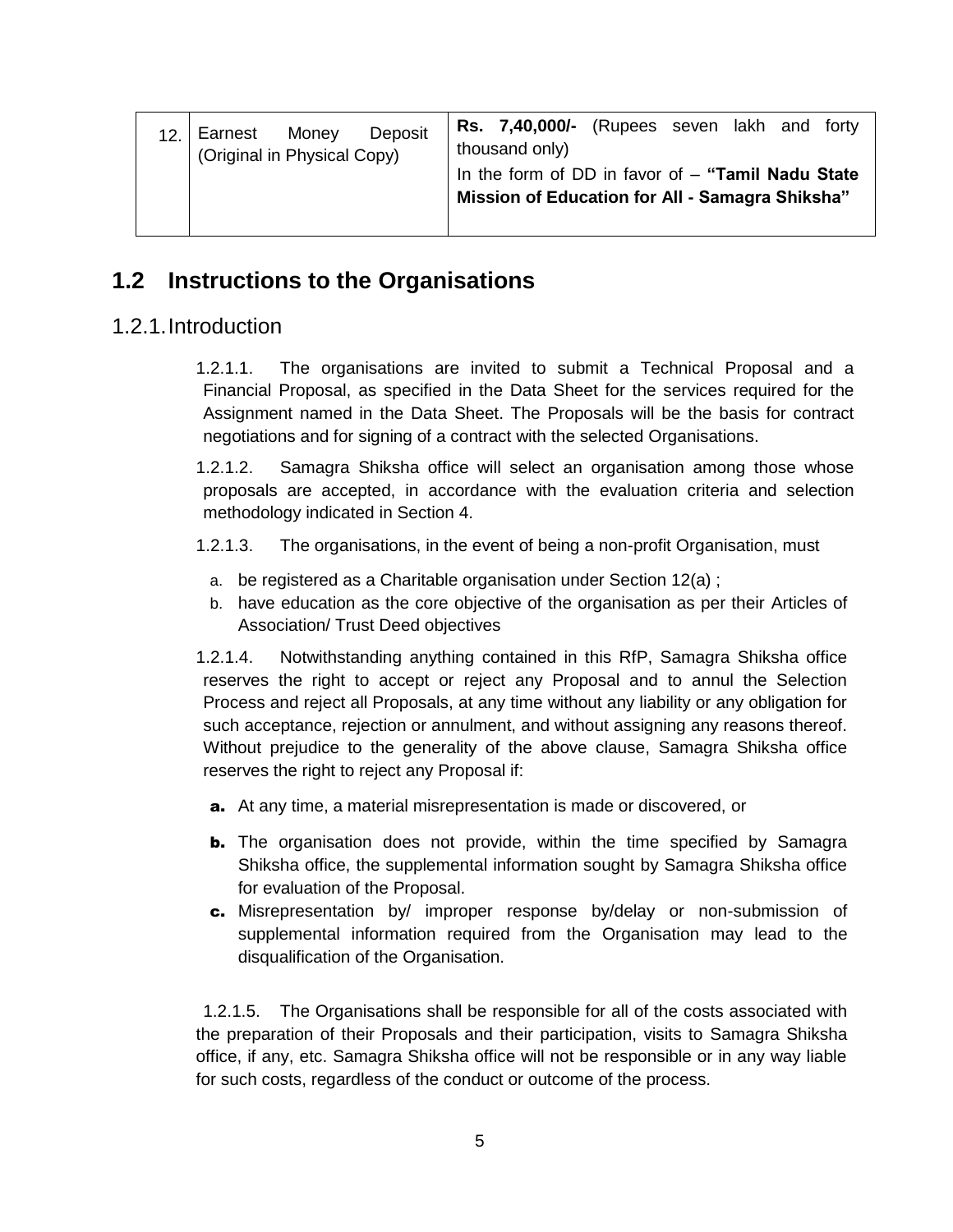| 12. | Earnest Money Deposit (Original in Physical Copy) | **Rs. 7,40,000/-** (Rupees seven lakh and forty thousand only)<br>In the form of DD in favor of – **"Tamil Nadu State Mission of Education for All - Samagra Shiksha"** |
|---|---|---|

## 1.2 Instructions to the Organisations

### 1.2.1. Introduction

1.2.1.1. The organisations are invited to submit a Technical Proposal and a Financial Proposal, as specified in the Data Sheet for the services required for the Assignment named in the Data Sheet. The Proposals will be the basis for contract negotiations and for signing of a contract with the selected Organisations.

1.2.1.2. Samagra Shiksha office will select an organisation among those whose proposals are accepted, in accordance with the evaluation criteria and selection methodology indicated in Section 4.

1.2.1.3. The organisations, in the event of being a non-profit Organisation, must

a. be registered as a Charitable organisation under Section 12(a) ;
b. have education as the core objective of the organisation as per their Articles of Association/ Trust Deed objectives

1.2.1.4. Notwithstanding anything contained in this RfP, Samagra Shiksha office reserves the right to accept or reject any Proposal and to annul the Selection Process and reject all Proposals, at any time without any liability or any obligation for such acceptance, rejection or annulment, and without assigning any reasons thereof. Without prejudice to the generality of the above clause, Samagra Shiksha office reserves the right to reject any Proposal if:

**a.** At any time, a material misrepresentation is made or discovered, or

**b.** The organisation does not provide, within the time specified by Samagra Shiksha office, the supplemental information sought by Samagra Shiksha office for evaluation of the Proposal.

**c.** Misrepresentation by/ improper response by/delay or non-submission of supplemental information required from the Organisation may lead to the disqualification of the Organisation.

1.2.1.5. The Organisations shall be responsible for all of the costs associated with the preparation of their Proposals and their participation, visits to Samagra Shiksha office, if any, etc. Samagra Shiksha office will not be responsible or in any way liable for such costs, regardless of the conduct or outcome of the process.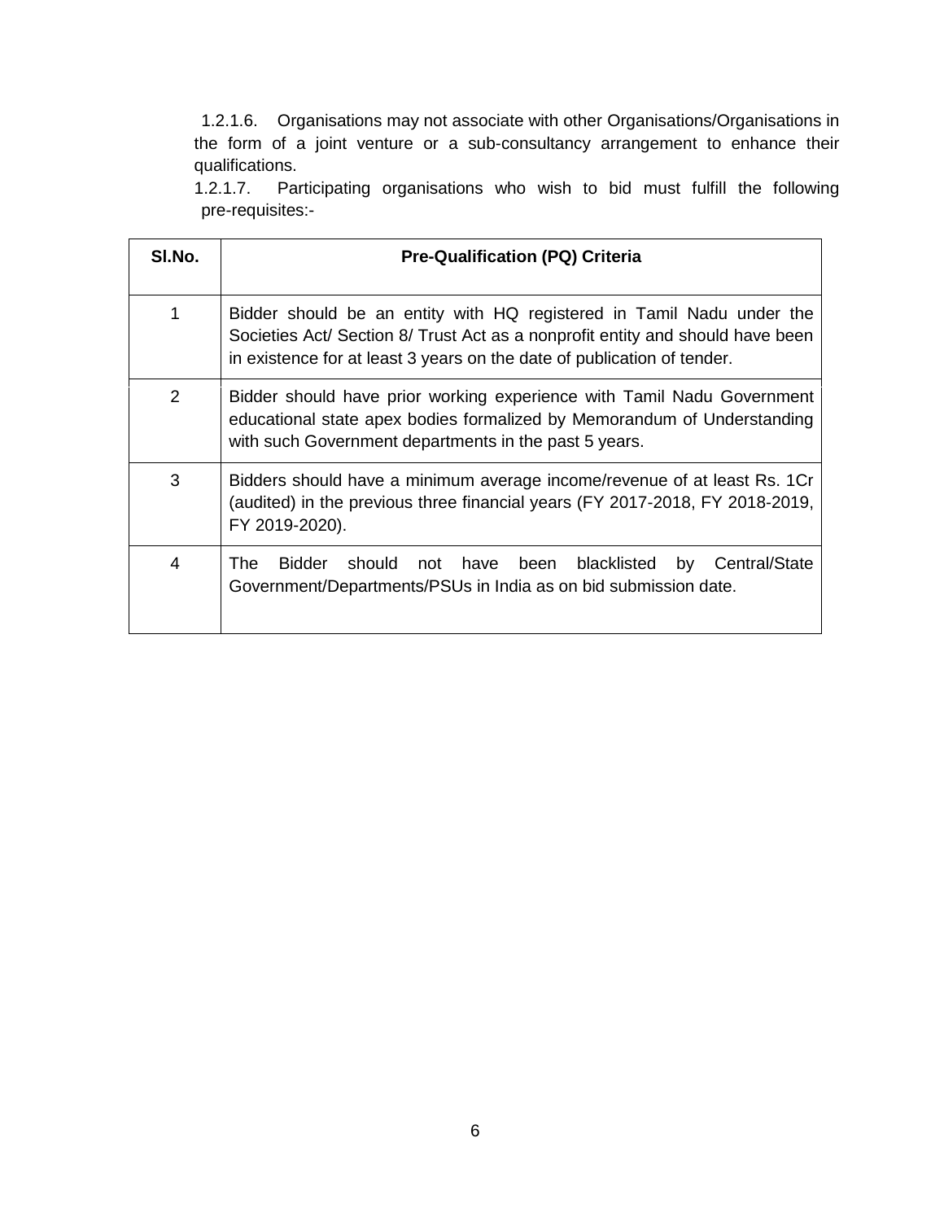1.2.1.6. Organisations may not associate with other Organisations/Organisations in the form of a joint venture or a sub-consultancy arrangement to enhance their qualifications.

1.2.1.7. Participating organisations who wish to bid must fulfill the following pre-requisites:-

| Sl.No. | Pre-Qualification (PQ) Criteria |
|---|---|
| 1 | Bidder should be an entity with HQ registered in Tamil Nadu under the Societies Act/ Section 8/ Trust Act as a nonprofit entity and should have been in existence for at least 3 years on the date of publication of tender. |
| 2 | Bidder should have prior working experience with Tamil Nadu Government educational state apex bodies formalized by Memorandum of Understanding with such Government departments in the past 5 years. |
| 3 | Bidders should have a minimum average income/revenue of at least Rs. 1Cr (audited) in the previous three financial years (FY 2017-2018, FY 2018-2019, FY 2019-2020). |
| 4 | The Bidder should not have been blacklisted by Central/State Government/Departments/PSUs in India as on bid submission date. |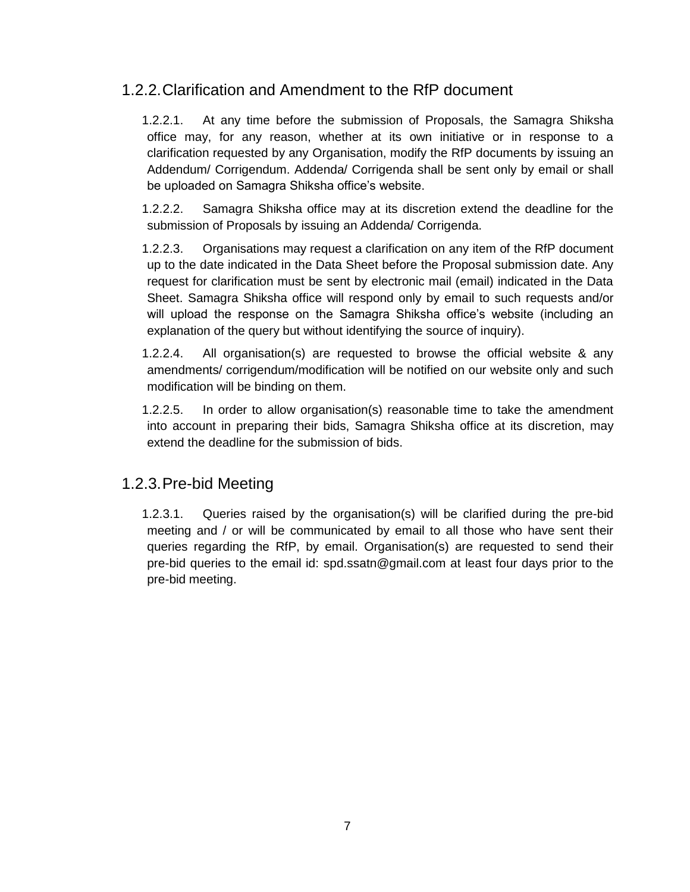### 1.2.2. Clarification and Amendment to the RfP document

1.2.2.1. At any time before the submission of Proposals, the Samagra Shiksha office may, for any reason, whether at its own initiative or in response to a clarification requested by any Organisation, modify the RfP documents by issuing an Addendum/ Corrigendum. Addenda/ Corrigenda shall be sent only by email or shall be uploaded on Samagra Shiksha office's website.

1.2.2.2. Samagra Shiksha office may at its discretion extend the deadline for the submission of Proposals by issuing an Addenda/ Corrigenda.

1.2.2.3. Organisations may request a clarification on any item of the RfP document up to the date indicated in the Data Sheet before the Proposal submission date. Any request for clarification must be sent by electronic mail (email) indicated in the Data Sheet. Samagra Shiksha office will respond only by email to such requests and/or will upload the response on the Samagra Shiksha office's website (including an explanation of the query but without identifying the source of inquiry).

1.2.2.4. All organisation(s) are requested to browse the official website & any amendments/ corrigendum/modification will be notified on our website only and such modification will be binding on them.

1.2.2.5. In order to allow organisation(s) reasonable time to take the amendment into account in preparing their bids, Samagra Shiksha office at its discretion, may extend the deadline for the submission of bids.

### 1.2.3. Pre-bid Meeting

1.2.3.1. Queries raised by the organisation(s) will be clarified during the pre-bid meeting and / or will be communicated by email to all those who have sent their queries regarding the RfP, by email. Organisation(s) are requested to send their pre-bid queries to the email id: spd.ssatn@gmail.com at least four days prior to the pre-bid meeting.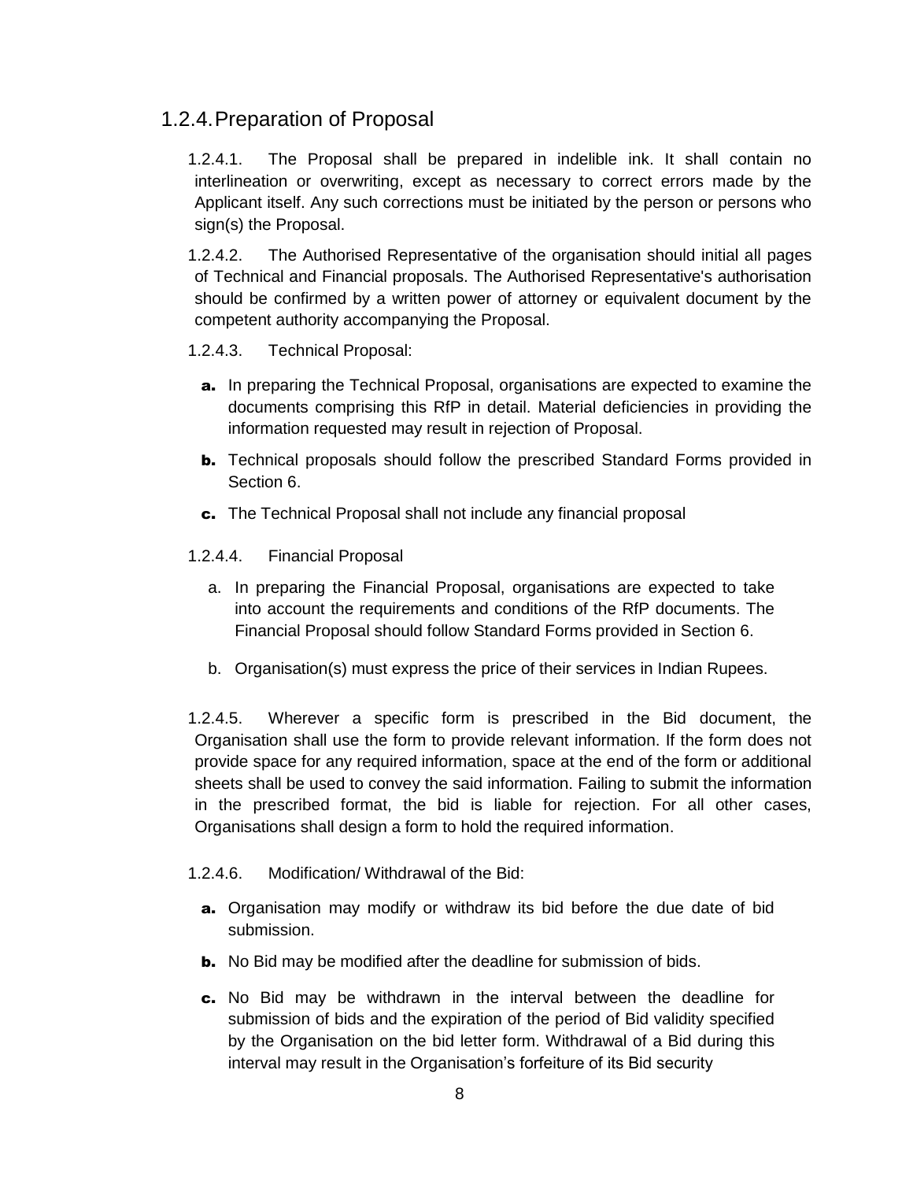### 1.2.4. Preparation of Proposal

1.2.4.1. The Proposal shall be prepared in indelible ink. It shall contain no interlineation or overwriting, except as necessary to correct errors made by the Applicant itself. Any such corrections must be initiated by the person or persons who sign(s) the Proposal.

1.2.4.2. The Authorised Representative of the organisation should initial all pages of Technical and Financial proposals. The Authorised Representative's authorisation should be confirmed by a written power of attorney or equivalent document by the competent authority accompanying the Proposal.

1.2.4.3. Technical Proposal:

- **a.** In preparing the Technical Proposal, organisations are expected to examine the documents comprising this RfP in detail. Material deficiencies in providing the information requested may result in rejection of Proposal.
- **b.** Technical proposals should follow the prescribed Standard Forms provided in Section 6.
- **c.** The Technical Proposal shall not include any financial proposal

1.2.4.4. Financial Proposal

- a. In preparing the Financial Proposal, organisations are expected to take into account the requirements and conditions of the RfP documents. The Financial Proposal should follow Standard Forms provided in Section 6.
- b. Organisation(s) must express the price of their services in Indian Rupees.

1.2.4.5. Wherever a specific form is prescribed in the Bid document, the Organisation shall use the form to provide relevant information. If the form does not provide space for any required information, space at the end of the form or additional sheets shall be used to convey the said information. Failing to submit the information in the prescribed format, the bid is liable for rejection. For all other cases, Organisations shall design a form to hold the required information.

1.2.4.6. Modification/ Withdrawal of the Bid:

- **a.** Organisation may modify or withdraw its bid before the due date of bid submission.
- **b.** No Bid may be modified after the deadline for submission of bids.
- **c.** No Bid may be withdrawn in the interval between the deadline for submission of bids and the expiration of the period of Bid validity specified by the Organisation on the bid letter form. Withdrawal of a Bid during this interval may result in the Organisation's forfeiture of its Bid security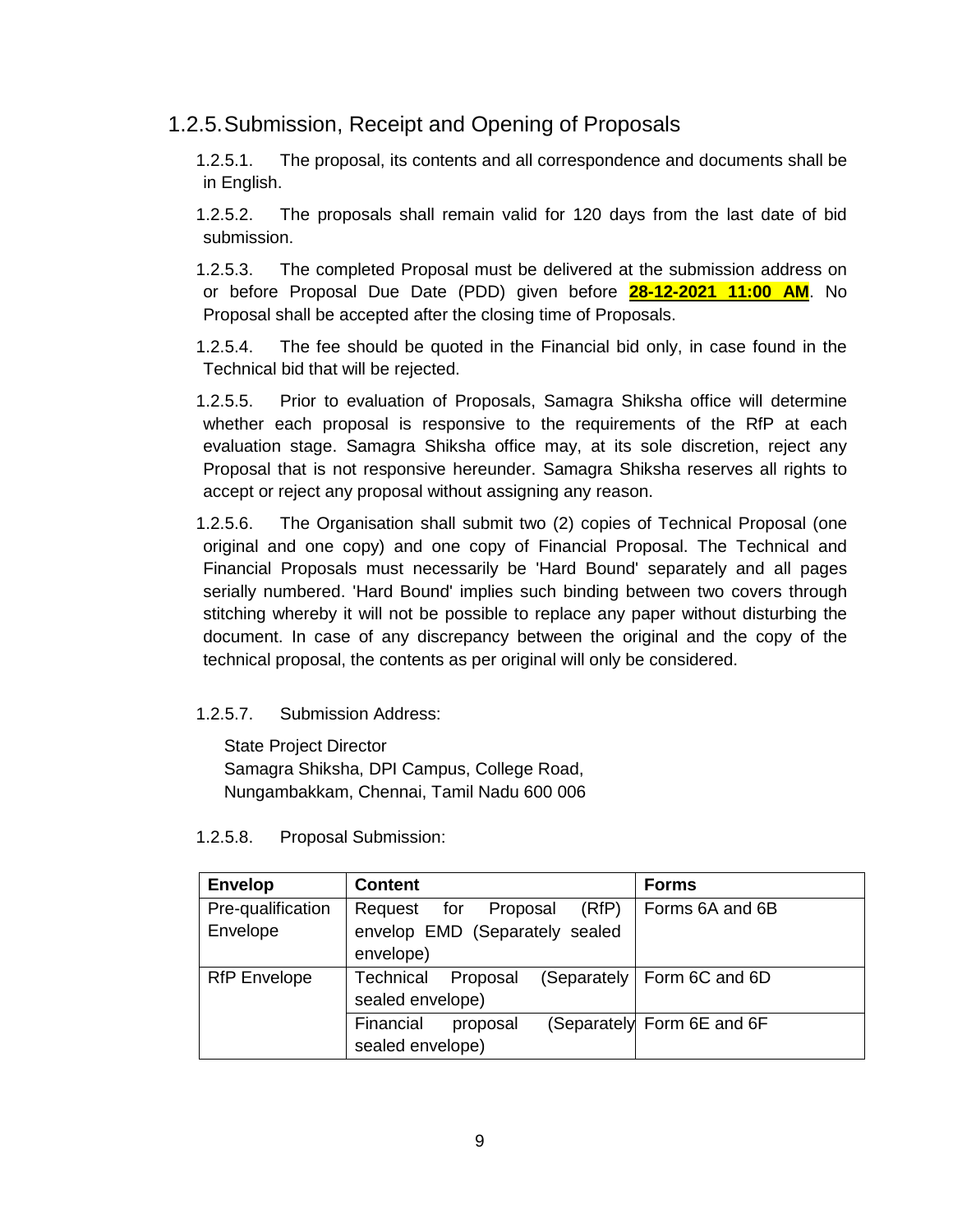### 1.2.5. Submission, Receipt and Opening of Proposals

1.2.5.1. The proposal, its contents and all correspondence and documents shall be in English.

1.2.5.2. The proposals shall remain valid for 120 days from the last date of bid submission.

1.2.5.3. The completed Proposal must be delivered at the submission address on or before Proposal Due Date (PDD) given before **28-12-2021 11:00 AM**. No Proposal shall be accepted after the closing time of Proposals.

1.2.5.4. The fee should be quoted in the Financial bid only, in case found in the Technical bid that will be rejected.

1.2.5.5. Prior to evaluation of Proposals, Samagra Shiksha office will determine whether each proposal is responsive to the requirements of the RfP at each evaluation stage. Samagra Shiksha office may, at its sole discretion, reject any Proposal that is not responsive hereunder. Samagra Shiksha reserves all rights to accept or reject any proposal without assigning any reason.

1.2.5.6. The Organisation shall submit two (2) copies of Technical Proposal (one original and one copy) and one copy of Financial Proposal. The Technical and Financial Proposals must necessarily be 'Hard Bound' separately and all pages serially numbered. 'Hard Bound' implies such binding between two covers through stitching whereby it will not be possible to replace any paper without disturbing the document. In case of any discrepancy between the original and the copy of the technical proposal, the contents as per original will only be considered.

1.2.5.7. Submission Address:

State Project Director
Samagra Shiksha, DPI Campus, College Road,
Nungambakkam, Chennai, Tamil Nadu 600 006

1.2.5.8. Proposal Submission:

| Envelop | Content | Forms |
|---|---|---|
| Pre-qualification Envelope | Request for Proposal (RfP) envelop EMD (Separately sealed envelope) | Forms 6A and 6B |
| RfP Envelope | Technical Proposal (Separately sealed envelope) | Form 6C and 6D |
| | Financial proposal (Separately sealed envelope) | Form 6E and 6F |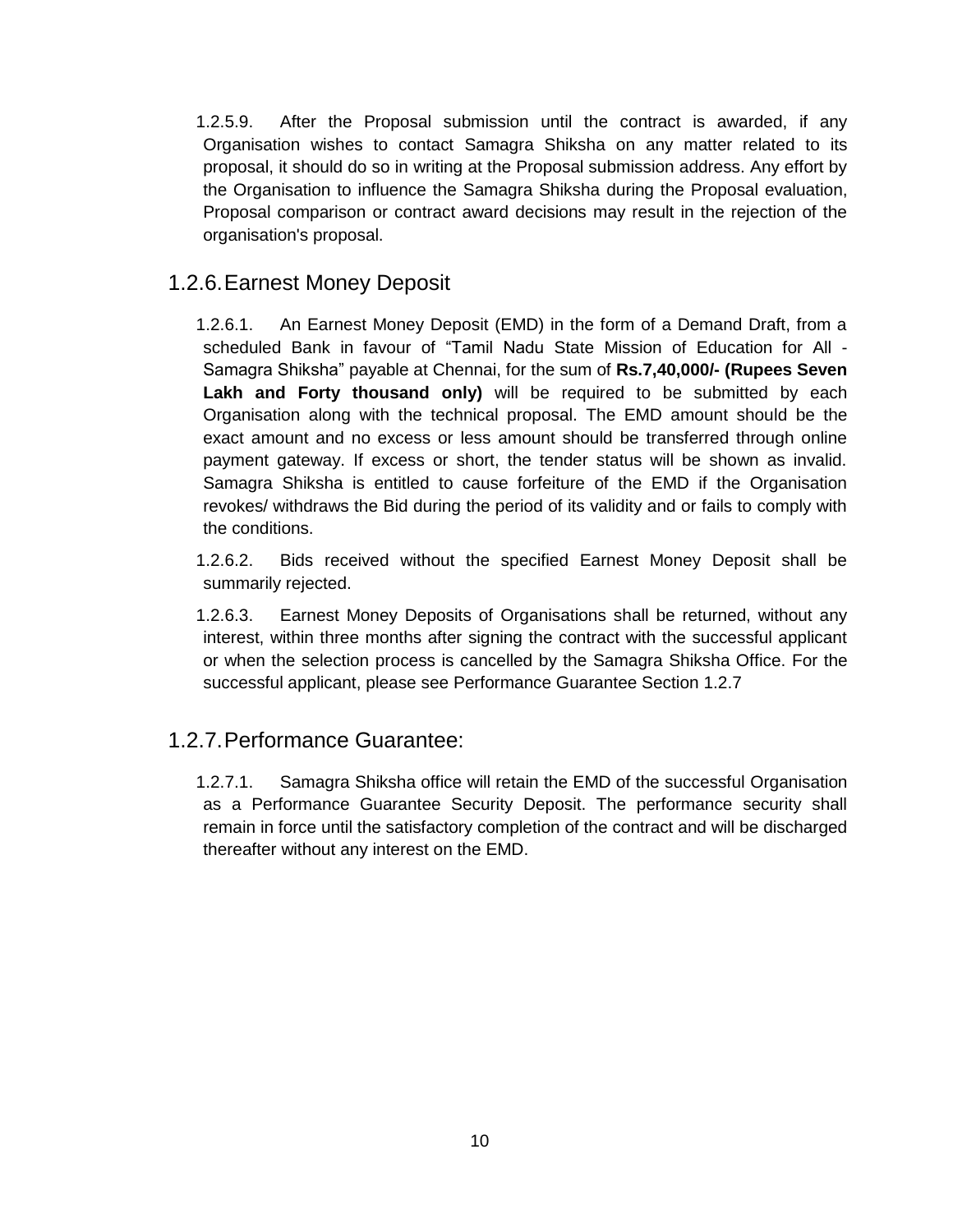1.2.5.9. After the Proposal submission until the contract is awarded, if any Organisation wishes to contact Samagra Shiksha on any matter related to its proposal, it should do so in writing at the Proposal submission address. Any effort by the Organisation to influence the Samagra Shiksha during the Proposal evaluation, Proposal comparison or contract award decisions may result in the rejection of the organisation's proposal.

## 1.2.6. Earnest Money Deposit

1.2.6.1. An Earnest Money Deposit (EMD) in the form of a Demand Draft, from a scheduled Bank in favour of "Tamil Nadu State Mission of Education for All - Samagra Shiksha" payable at Chennai, for the sum of **Rs.7,40,000/- (Rupees Seven Lakh and Forty thousand only)** will be required to be submitted by each Organisation along with the technical proposal. The EMD amount should be the exact amount and no excess or less amount should be transferred through online payment gateway. If excess or short, the tender status will be shown as invalid. Samagra Shiksha is entitled to cause forfeiture of the EMD if the Organisation revokes/ withdraws the Bid during the period of its validity and or fails to comply with the conditions.

1.2.6.2. Bids received without the specified Earnest Money Deposit shall be summarily rejected.

1.2.6.3. Earnest Money Deposits of Organisations shall be returned, without any interest, within three months after signing the contract with the successful applicant or when the selection process is cancelled by the Samagra Shiksha Office. For the successful applicant, please see Performance Guarantee Section 1.2.7

## 1.2.7. Performance Guarantee:

1.2.7.1. Samagra Shiksha office will retain the EMD of the successful Organisation as a Performance Guarantee Security Deposit. The performance security shall remain in force until the satisfactory completion of the contract and will be discharged thereafter without any interest on the EMD.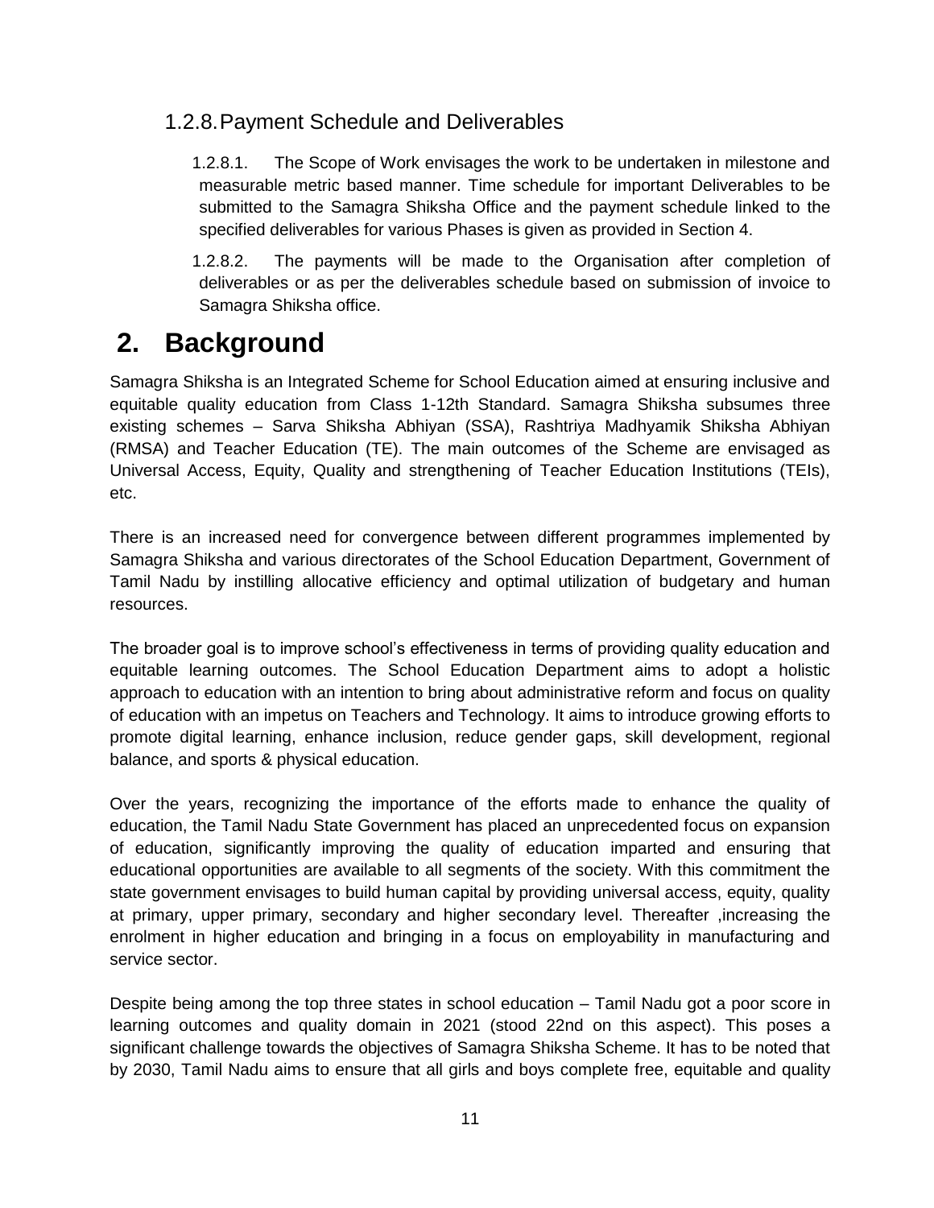### 1.2.8. Payment Schedule and Deliverables

1.2.8.1. The Scope of Work envisages the work to be undertaken in milestone and measurable metric based manner. Time schedule for important Deliverables to be submitted to the Samagra Shiksha Office and the payment schedule linked to the specified deliverables for various Phases is given as provided in Section 4.

1.2.8.2. The payments will be made to the Organisation after completion of deliverables or as per the deliverables schedule based on submission of invoice to Samagra Shiksha office.

# 2. Background

Samagra Shiksha is an Integrated Scheme for School Education aimed at ensuring inclusive and equitable quality education from Class 1-12th Standard. Samagra Shiksha subsumes three existing schemes – Sarva Shiksha Abhiyan (SSA), Rashtriya Madhyamik Shiksha Abhiyan (RMSA) and Teacher Education (TE). The main outcomes of the Scheme are envisaged as Universal Access, Equity, Quality and strengthening of Teacher Education Institutions (TEIs), etc.

There is an increased need for convergence between different programmes implemented by Samagra Shiksha and various directorates of the School Education Department, Government of Tamil Nadu by instilling allocative efficiency and optimal utilization of budgetary and human resources.

The broader goal is to improve school's effectiveness in terms of providing quality education and equitable learning outcomes. The School Education Department aims to adopt a holistic approach to education with an intention to bring about administrative reform and focus on quality of education with an impetus on Teachers and Technology. It aims to introduce growing efforts to promote digital learning, enhance inclusion, reduce gender gaps, skill development, regional balance, and sports & physical education.

Over the years, recognizing the importance of the efforts made to enhance the quality of education, the Tamil Nadu State Government has placed an unprecedented focus on expansion of education, significantly improving the quality of education imparted and ensuring that educational opportunities are available to all segments of the society. With this commitment the state government envisages to build human capital by providing universal access, equity, quality at primary, upper primary, secondary and higher secondary level. Thereafter ,increasing the enrolment in higher education and bringing in a focus on employability in manufacturing and service sector.

Despite being among the top three states in school education – Tamil Nadu got a poor score in learning outcomes and quality domain in 2021 (stood 22nd on this aspect). This poses a significant challenge towards the objectives of Samagra Shiksha Scheme. It has to be noted that by 2030, Tamil Nadu aims to ensure that all girls and boys complete free, equitable and quality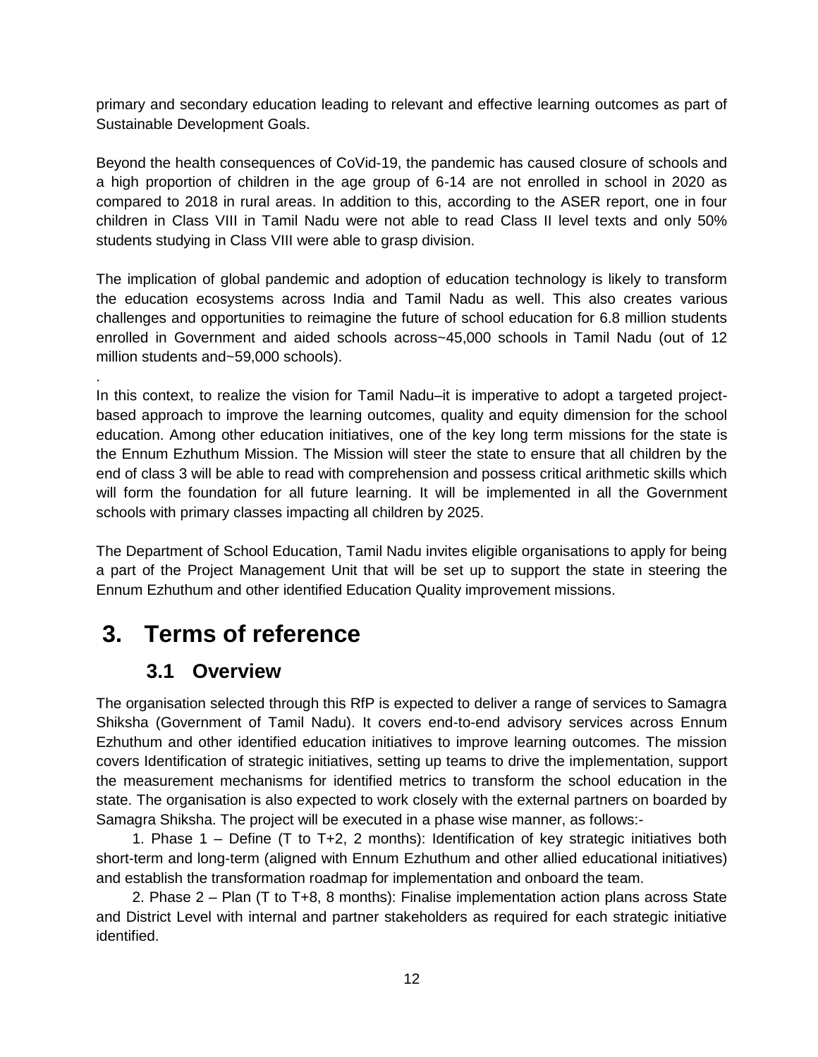primary and secondary education leading to relevant and effective learning outcomes as part of Sustainable Development Goals.

Beyond the health consequences of CoVid-19, the pandemic has caused closure of schools and a high proportion of children in the age group of 6-14 are not enrolled in school in 2020 as compared to 2018 in rural areas. In addition to this, according to the ASER report, one in four children in Class VIII in Tamil Nadu were not able to read Class II level texts and only 50% students studying in Class VIII were able to grasp division.

The implication of global pandemic and adoption of education technology is likely to transform the education ecosystems across India and Tamil Nadu as well. This also creates various challenges and opportunities to reimagine the future of school education for 6.8 million students enrolled in Government and aided schools across~45,000 schools in Tamil Nadu (out of 12 million students and~59,000 schools).

.

In this context, to realize the vision for Tamil Nadu–it is imperative to adopt a targeted project-based approach to improve the learning outcomes, quality and equity dimension for the school education. Among other education initiatives, one of the key long term missions for the state is the Ennum Ezhuthum Mission. The Mission will steer the state to ensure that all children by the end of class 3 will be able to read with comprehension and possess critical arithmetic skills which will form the foundation for all future learning. It will be implemented in all the Government schools with primary classes impacting all children by 2025.

The Department of School Education, Tamil Nadu invites eligible organisations to apply for being a part of the Project Management Unit that will be set up to support the state in steering the Ennum Ezhuthum and other identified Education Quality improvement missions.

# 3. Terms of reference

## 3.1 Overview

The organisation selected through this RfP is expected to deliver a range of services to Samagra Shiksha (Government of Tamil Nadu). It covers end-to-end advisory services across Ennum Ezhuthum and other identified education initiatives to improve learning outcomes. The mission covers Identification of strategic initiatives, setting up teams to drive the implementation, support the measurement mechanisms for identified metrics to transform the school education in the state. The organisation is also expected to work closely with the external partners on boarded by Samagra Shiksha. The project will be executed in a phase wise manner, as follows:-

1. Phase 1 – Define (T to T+2, 2 months): Identification of key strategic initiatives both short-term and long-term (aligned with Ennum Ezhuthum and other allied educational initiatives) and establish the transformation roadmap for implementation and onboard the team.
2. Phase 2 – Plan (T to T+8, 8 months): Finalise implementation action plans across State and District Level with internal and partner stakeholders as required for each strategic initiative identified.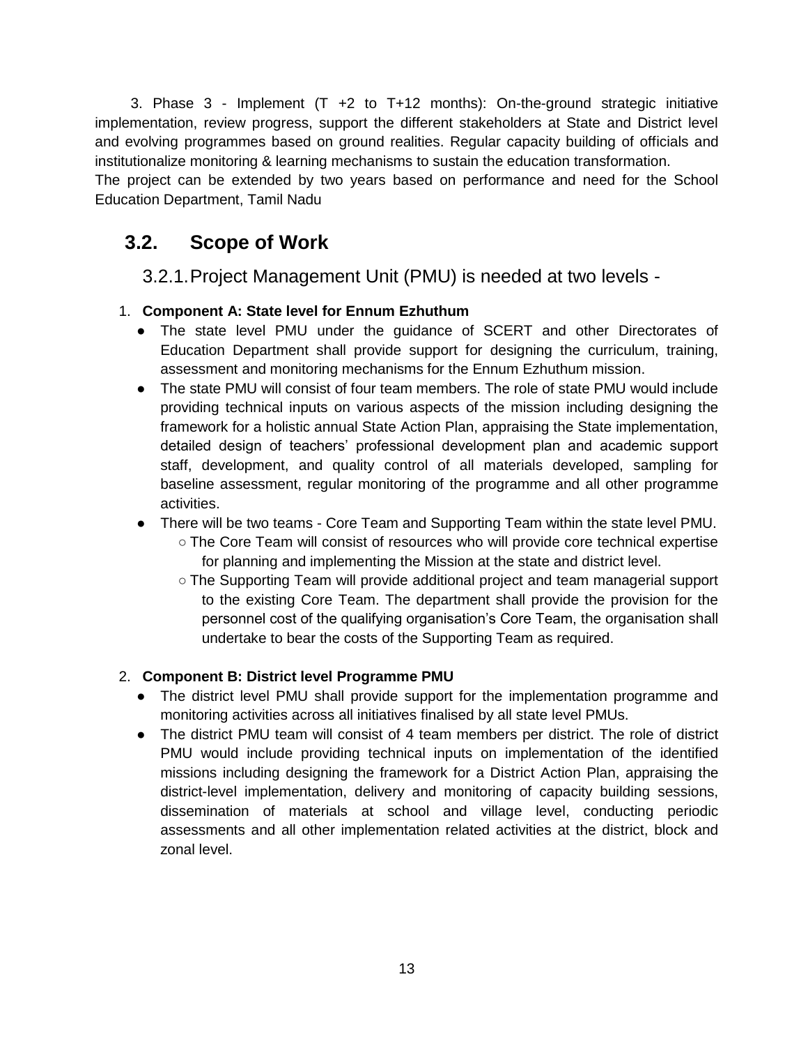3. Phase 3 - Implement (T +2 to T+12 months): On-the-ground strategic initiative implementation, review progress, support the different stakeholders at State and District level and evolving programmes based on ground realities. Regular capacity building of officials and institutionalize monitoring & learning mechanisms to sustain the education transformation.

The project can be extended by two years based on performance and need for the School Education Department, Tamil Nadu

## 3.2. Scope of Work

### 3.2.1. Project Management Unit (PMU) is needed at two levels -

1. **Component A: State level for Ennum Ezhuthum**
   - The state level PMU under the guidance of SCERT and other Directorates of Education Department shall provide support for designing the curriculum, training, assessment and monitoring mechanisms for the Ennum Ezhuthum mission.
   - The state PMU will consist of four team members. The role of state PMU would include providing technical inputs on various aspects of the mission including designing the framework for a holistic annual State Action Plan, appraising the State implementation, detailed design of teachers' professional development plan and academic support staff, development, and quality control of all materials developed, sampling for baseline assessment, regular monitoring of the programme and all other programme activities.
   - There will be two teams - Core Team and Supporting Team within the state level PMU.
     - The Core Team will consist of resources who will provide core technical expertise for planning and implementing the Mission at the state and district level.
     - The Supporting Team will provide additional project and team managerial support to the existing Core Team. The department shall provide the provision for the personnel cost of the qualifying organisation's Core Team, the organisation shall undertake to bear the costs of the Supporting Team as required.

2. **Component B: District level Programme PMU**
   - The district level PMU shall provide support for the implementation programme and monitoring activities across all initiatives finalised by all state level PMUs.
   - The district PMU team will consist of 4 team members per district. The role of district PMU would include providing technical inputs on implementation of the identified missions including designing the framework for a District Action Plan, appraising the district-level implementation, delivery and monitoring of capacity building sessions, dissemination of materials at school and village level, conducting periodic assessments and all other implementation related activities at the district, block and zonal level.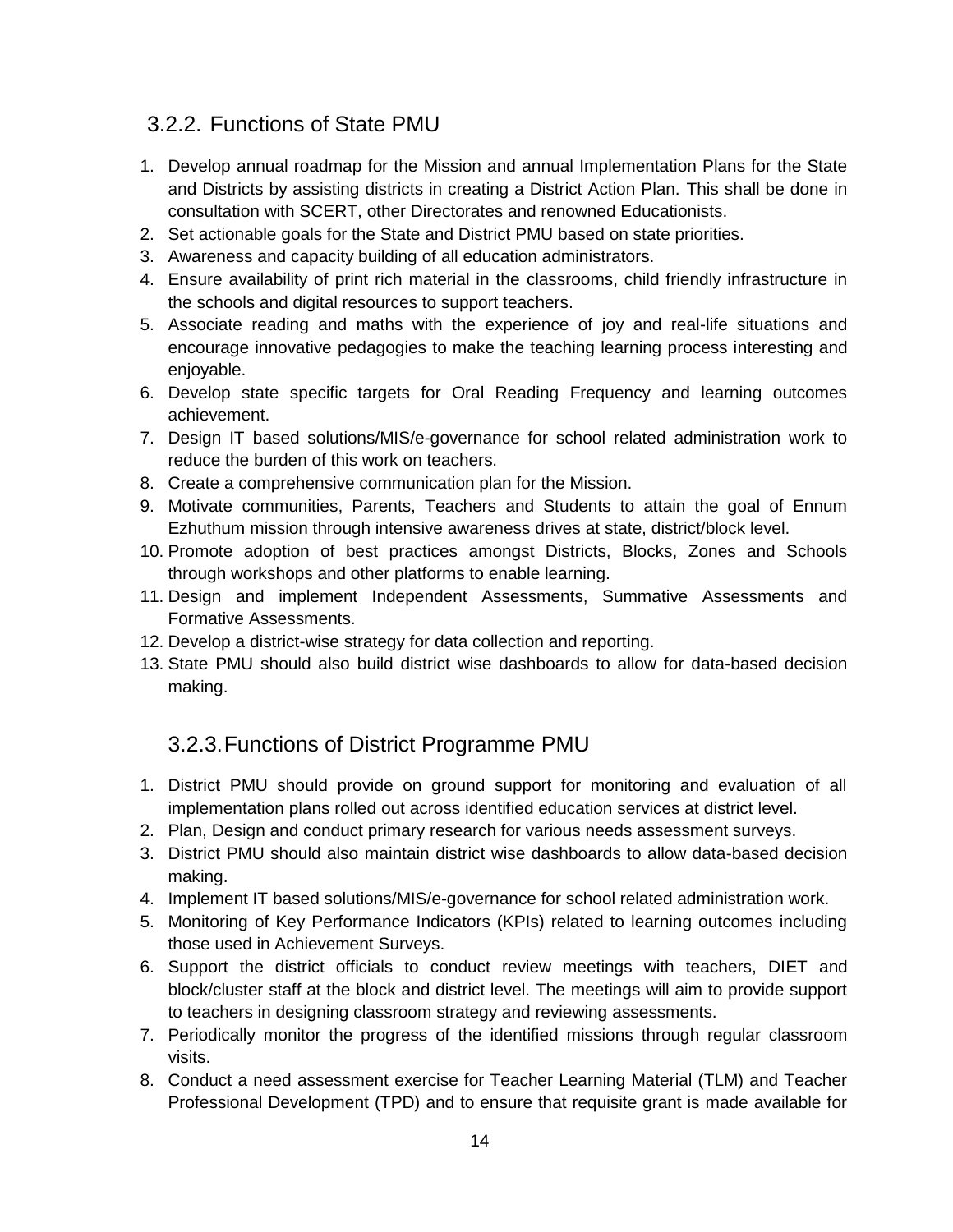### 3.2.2. Functions of State PMU

1. Develop annual roadmap for the Mission and annual Implementation Plans for the State and Districts by assisting districts in creating a District Action Plan. This shall be done in consultation with SCERT, other Directorates and renowned Educationists.
2. Set actionable goals for the State and District PMU based on state priorities.
3. Awareness and capacity building of all education administrators.
4. Ensure availability of print rich material in the classrooms, child friendly infrastructure in the schools and digital resources to support teachers.
5. Associate reading and maths with the experience of joy and real-life situations and encourage innovative pedagogies to make the teaching learning process interesting and enjoyable.
6. Develop state specific targets for Oral Reading Frequency and learning outcomes achievement.
7. Design IT based solutions/MIS/e-governance for school related administration work to reduce the burden of this work on teachers.
8. Create a comprehensive communication plan for the Mission.
9. Motivate communities, Parents, Teachers and Students to attain the goal of Ennum Ezhuthum mission through intensive awareness drives at state, district/block level.
10. Promote adoption of best practices amongst Districts, Blocks, Zones and Schools through workshops and other platforms to enable learning.
11. Design and implement Independent Assessments, Summative Assessments and Formative Assessments.
12. Develop a district-wise strategy for data collection and reporting.
13. State PMU should also build district wise dashboards to allow for data-based decision making.

### 3.2.3. Functions of District Programme PMU

1. District PMU should provide on ground support for monitoring and evaluation of all implementation plans rolled out across identified education services at district level.
2. Plan, Design and conduct primary research for various needs assessment surveys.
3. District PMU should also maintain district wise dashboards to allow data-based decision making.
4. Implement IT based solutions/MIS/e-governance for school related administration work.
5. Monitoring of Key Performance Indicators (KPIs) related to learning outcomes including those used in Achievement Surveys.
6. Support the district officials to conduct review meetings with teachers, DIET and block/cluster staff at the block and district level. The meetings will aim to provide support to teachers in designing classroom strategy and reviewing assessments.
7. Periodically monitor the progress of the identified missions through regular classroom visits.
8. Conduct a need assessment exercise for Teacher Learning Material (TLM) and Teacher Professional Development (TPD) and to ensure that requisite grant is made available for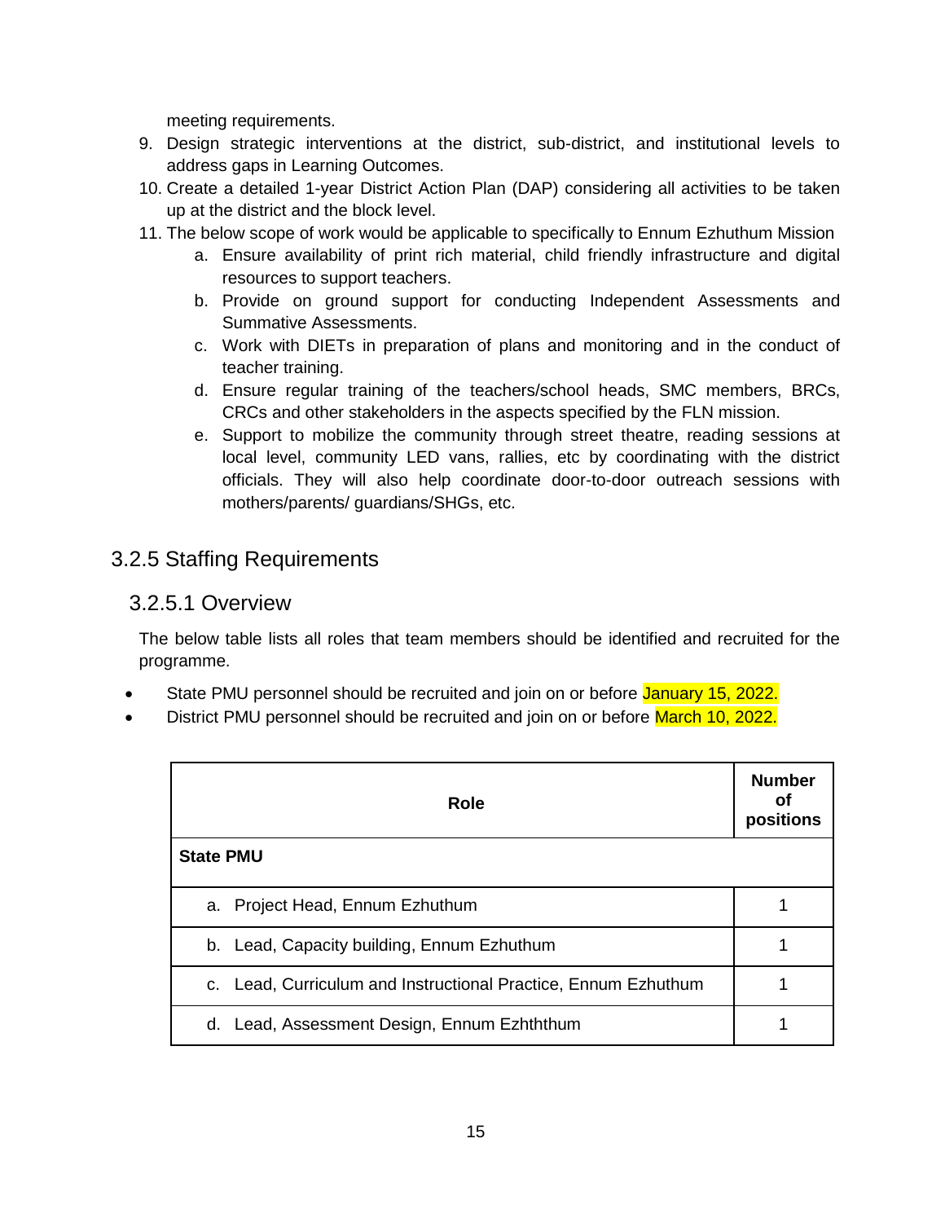meeting requirements.

9. Design strategic interventions at the district, sub-district, and institutional levels to address gaps in Learning Outcomes.
10. Create a detailed 1-year District Action Plan (DAP) considering all activities to be taken up at the district and the block level.
11. The below scope of work would be applicable to specifically to Ennum Ezhuthum Mission
    a. Ensure availability of print rich material, child friendly infrastructure and digital resources to support teachers.
    b. Provide on ground support for conducting Independent Assessments and Summative Assessments.
    c. Work with DIETs in preparation of plans and monitoring and in the conduct of teacher training.
    d. Ensure regular training of the teachers/school heads, SMC members, BRCs, CRCs and other stakeholders in the aspects specified by the FLN mission.
    e. Support to mobilize the community through street theatre, reading sessions at local level, community LED vans, rallies, etc by coordinating with the district officials. They will also help coordinate door-to-door outreach sessions with mothers/parents/ guardians/SHGs, etc.

## 3.2.5 Staffing Requirements

### 3.2.5.1 Overview

The below table lists all roles that team members should be identified and recruited for the programme.

- State PMU personnel should be recruited and join on or before January 15, 2022.
- District PMU personnel should be recruited and join on or before March 10, 2022.

| Role | Number of positions |
|---|---|
| **State PMU** | |
| a. Project Head, Ennum Ezhuthum | 1 |
| b. Lead, Capacity building, Ennum Ezhuthum | 1 |
| c. Lead, Curriculum and Instructional Practice, Ennum Ezhuthum | 1 |
| d. Lead, Assessment Design, Ennum Ezhththum | 1 |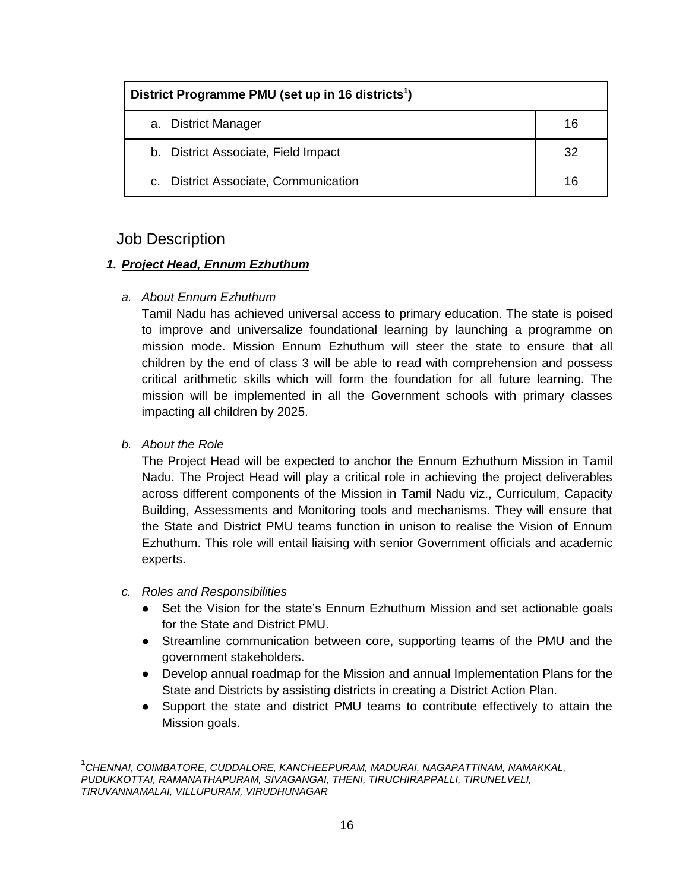| District Programme PMU (set up in 16 districts[1]) | |
|---|---|
| a. District Manager | 16 |
| b. District Associate, Field Impact | 32 |
| c. District Associate, Communication | 16 |

## Job Description

### 1. ***Project Head, Ennum Ezhuthum***

a. *About Ennum Ezhuthum*

Tamil Nadu has achieved universal access to primary education. The state is poised to improve and universalize foundational learning by launching a programme on mission mode. Mission Ennum Ezhuthum will steer the state to ensure that all children by the end of class 3 will be able to read with comprehension and possess critical arithmetic skills which will form the foundation for all future learning. The mission will be implemented in all the Government schools with primary classes impacting all children by 2025.

b. *About the Role*

The Project Head will be expected to anchor the Ennum Ezhuthum Mission in Tamil Nadu. The Project Head will play a critical role in achieving the project deliverables across different components of the Mission in Tamil Nadu viz., Curriculum, Capacity Building, Assessments and Monitoring tools and mechanisms. They will ensure that the State and District PMU teams function in unison to realise the Vision of Ennum Ezhuthum. This role will entail liaising with senior Government officials and academic experts.

c. *Roles and Responsibilities*

- Set the Vision for the state's Ennum Ezhuthum Mission and set actionable goals for the State and District PMU.
- Streamline communication between core, supporting teams of the PMU and the government stakeholders.
- Develop annual roadmap for the Mission and annual Implementation Plans for the State and Districts by assisting districts in creating a District Action Plan.
- Support the state and district PMU teams to contribute effectively to attain the Mission goals.

---

[1] *CHENNAI, COIMBATORE, CUDDALORE, KANCHEEPURAM, MADURAI, NAGAPATTINAM, NAMAKKAL, PUDUKKOTTAI, RAMANATHAPURAM, SIVAGANGAI, THENI, TIRUCHIRAPPALLI, TIRUNELVELI, TIRUVANNAMALAI, VILLUPURAM, VIRUDHUNAGAR*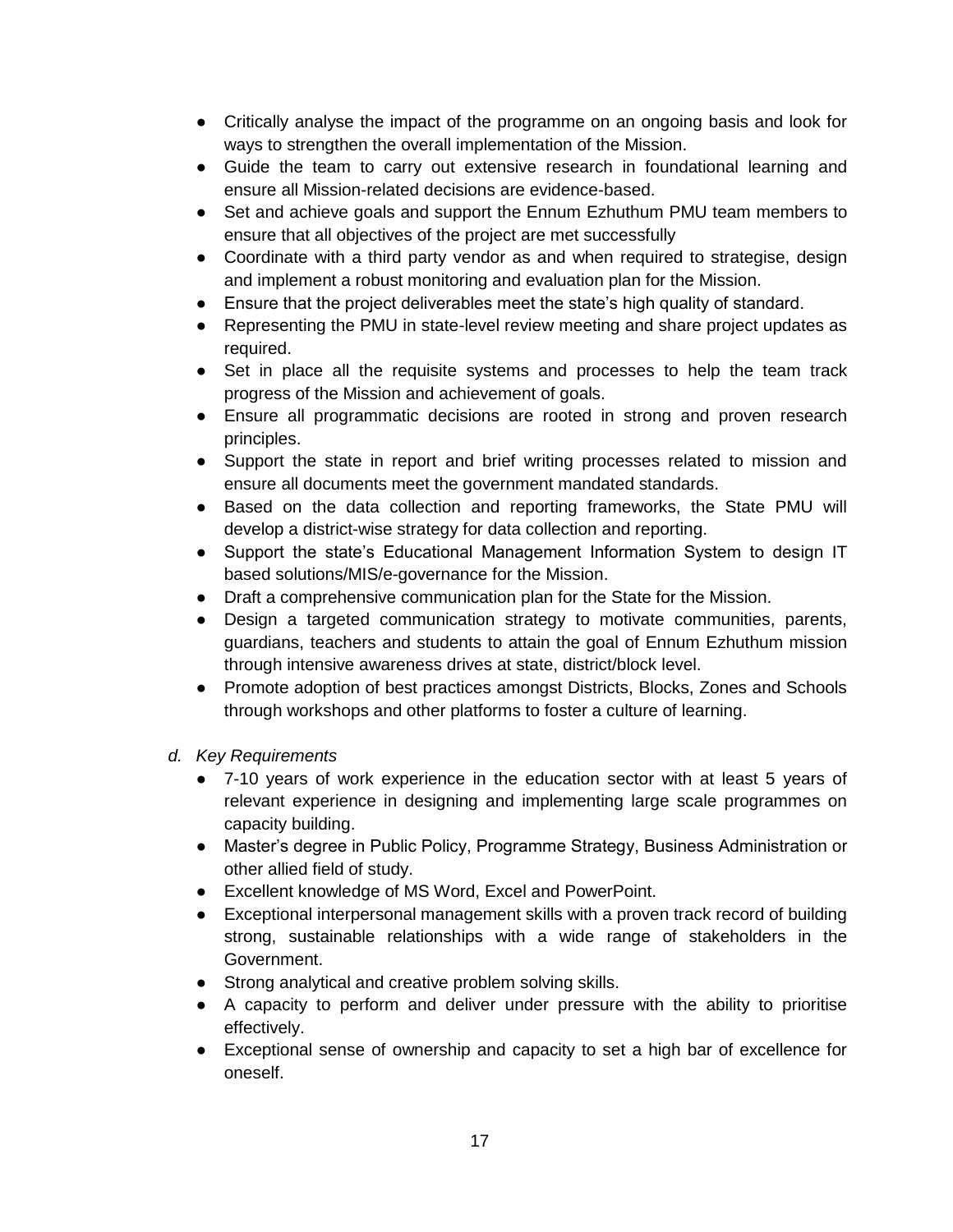- Critically analyse the impact of the programme on an ongoing basis and look for ways to strengthen the overall implementation of the Mission.
- Guide the team to carry out extensive research in foundational learning and ensure all Mission-related decisions are evidence-based.
- Set and achieve goals and support the Ennum Ezhuthum PMU team members to ensure that all objectives of the project are met successfully
- Coordinate with a third party vendor as and when required to strategise, design and implement a robust monitoring and evaluation plan for the Mission.
- Ensure that the project deliverables meet the state's high quality of standard.
- Representing the PMU in state-level review meeting and share project updates as required.
- Set in place all the requisite systems and processes to help the team track progress of the Mission and achievement of goals.
- Ensure all programmatic decisions are rooted in strong and proven research principles.
- Support the state in report and brief writing processes related to mission and ensure all documents meet the government mandated standards.
- Based on the data collection and reporting frameworks, the State PMU will develop a district-wise strategy for data collection and reporting.
- Support the state's Educational Management Information System to design IT based solutions/MIS/e-governance for the Mission.
- Draft a comprehensive communication plan for the State for the Mission.
- Design a targeted communication strategy to motivate communities, parents, guardians, teachers and students to attain the goal of Ennum Ezhuthum mission through intensive awareness drives at state, district/block level.
- Promote adoption of best practices amongst Districts, Blocks, Zones and Schools through workshops and other platforms to foster a culture of learning.

*d. Key Requirements*

- 7-10 years of work experience in the education sector with at least 5 years of relevant experience in designing and implementing large scale programmes on capacity building.
- Master's degree in Public Policy, Programme Strategy, Business Administration or other allied field of study.
- Excellent knowledge of MS Word, Excel and PowerPoint.
- Exceptional interpersonal management skills with a proven track record of building strong, sustainable relationships with a wide range of stakeholders in the Government.
- Strong analytical and creative problem solving skills.
- A capacity to perform and deliver under pressure with the ability to prioritise effectively.
- Exceptional sense of ownership and capacity to set a high bar of excellence for oneself.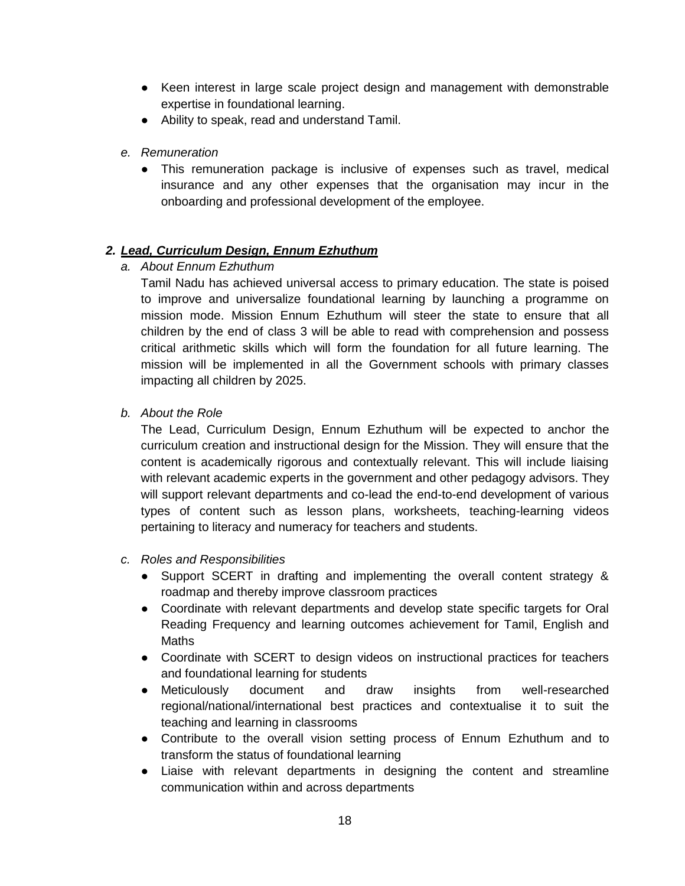- Keen interest in large scale project design and management with demonstrable expertise in foundational learning.
- Ability to speak, read and understand Tamil.

*e. Remuneration*

- This remuneration package is inclusive of expenses such as travel, medical insurance and any other expenses that the organisation may incur in the onboarding and professional development of the employee.

## *2. Lead, Curriculum Design, Ennum Ezhuthum*

*a. About Ennum Ezhuthum*

Tamil Nadu has achieved universal access to primary education. The state is poised to improve and universalize foundational learning by launching a programme on mission mode. Mission Ennum Ezhuthum will steer the state to ensure that all children by the end of class 3 will be able to read with comprehension and possess critical arithmetic skills which will form the foundation for all future learning. The mission will be implemented in all the Government schools with primary classes impacting all children by 2025.

*b. About the Role*

The Lead, Curriculum Design, Ennum Ezhuthum will be expected to anchor the curriculum creation and instructional design for the Mission. They will ensure that the content is academically rigorous and contextually relevant. This will include liaising with relevant academic experts in the government and other pedagogy advisors. They will support relevant departments and co-lead the end-to-end development of various types of content such as lesson plans, worksheets, teaching-learning videos pertaining to literacy and numeracy for teachers and students.

*c. Roles and Responsibilities*

- Support SCERT in drafting and implementing the overall content strategy & roadmap and thereby improve classroom practices
- Coordinate with relevant departments and develop state specific targets for Oral Reading Frequency and learning outcomes achievement for Tamil, English and Maths
- Coordinate with SCERT to design videos on instructional practices for teachers and foundational learning for students
- Meticulously document and draw insights from well-researched regional/national/international best practices and contextualise it to suit the teaching and learning in classrooms
- Contribute to the overall vision setting process of Ennum Ezhuthum and to transform the status of foundational learning
- Liaise with relevant departments in designing the content and streamline communication within and across departments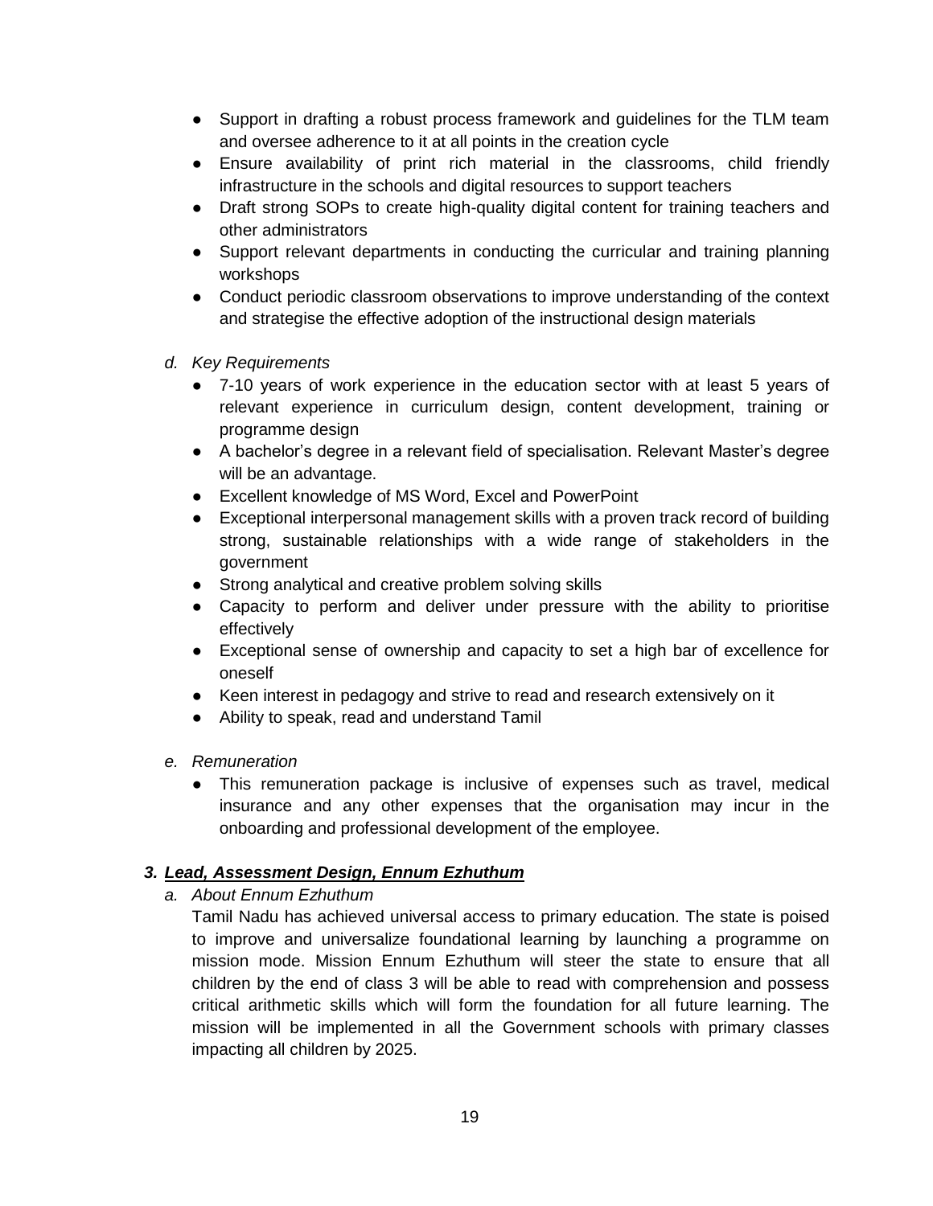- Support in drafting a robust process framework and guidelines for the TLM team and oversee adherence to it at all points in the creation cycle
- Ensure availability of print rich material in the classrooms, child friendly infrastructure in the schools and digital resources to support teachers
- Draft strong SOPs to create high-quality digital content for training teachers and other administrators
- Support relevant departments in conducting the curricular and training planning workshops
- Conduct periodic classroom observations to improve understanding of the context and strategise the effective adoption of the instructional design materials

d. *Key Requirements*

- 7-10 years of work experience in the education sector with at least 5 years of relevant experience in curriculum design, content development, training or programme design
- A bachelor's degree in a relevant field of specialisation. Relevant Master's degree will be an advantage.
- Excellent knowledge of MS Word, Excel and PowerPoint
- Exceptional interpersonal management skills with a proven track record of building strong, sustainable relationships with a wide range of stakeholders in the government
- Strong analytical and creative problem solving skills
- Capacity to perform and deliver under pressure with the ability to prioritise effectively
- Exceptional sense of ownership and capacity to set a high bar of excellence for oneself
- Keen interest in pedagogy and strive to read and research extensively on it
- Ability to speak, read and understand Tamil

e. *Remuneration*

- This remuneration package is inclusive of expenses such as travel, medical insurance and any other expenses that the organisation may incur in the onboarding and professional development of the employee.

### 3. ***Lead, Assessment Design, Ennum Ezhuthum***

a. *About Ennum Ezhuthum*

Tamil Nadu has achieved universal access to primary education. The state is poised to improve and universalize foundational learning by launching a programme on mission mode. Mission Ennum Ezhuthum will steer the state to ensure that all children by the end of class 3 will be able to read with comprehension and possess critical arithmetic skills which will form the foundation for all future learning. The mission will be implemented in all the Government schools with primary classes impacting all children by 2025.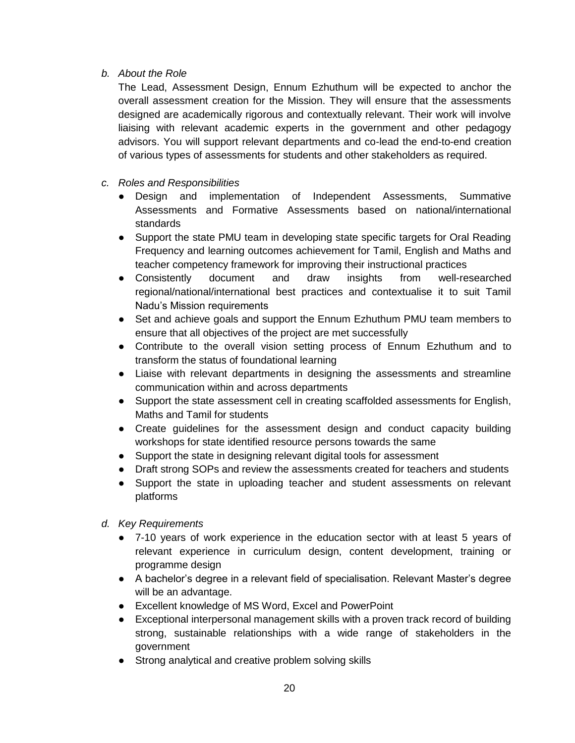*b. About the Role*

The Lead, Assessment Design, Ennum Ezhuthum will be expected to anchor the overall assessment creation for the Mission. They will ensure that the assessments designed are academically rigorous and contextually relevant. Their work will involve liaising with relevant academic experts in the government and other pedagogy advisors. You will support relevant departments and co-lead the end-to-end creation of various types of assessments for students and other stakeholders as required.

*c. Roles and Responsibilities*

- Design and implementation of Independent Assessments, Summative Assessments and Formative Assessments based on national/international standards
- Support the state PMU team in developing state specific targets for Oral Reading Frequency and learning outcomes achievement for Tamil, English and Maths and teacher competency framework for improving their instructional practices
- Consistently document and draw insights from well-researched regional/national/international best practices and contextualise it to suit Tamil Nadu's Mission requirements
- Set and achieve goals and support the Ennum Ezhuthum PMU team members to ensure that all objectives of the project are met successfully
- Contribute to the overall vision setting process of Ennum Ezhuthum and to transform the status of foundational learning
- Liaise with relevant departments in designing the assessments and streamline communication within and across departments
- Support the state assessment cell in creating scaffolded assessments for English, Maths and Tamil for students
- Create guidelines for the assessment design and conduct capacity building workshops for state identified resource persons towards the same
- Support the state in designing relevant digital tools for assessment
- Draft strong SOPs and review the assessments created for teachers and students
- Support the state in uploading teacher and student assessments on relevant platforms

*d. Key Requirements*

- 7-10 years of work experience in the education sector with at least 5 years of relevant experience in curriculum design, content development, training or programme design
- A bachelor's degree in a relevant field of specialisation. Relevant Master's degree will be an advantage.
- Excellent knowledge of MS Word, Excel and PowerPoint
- Exceptional interpersonal management skills with a proven track record of building strong, sustainable relationships with a wide range of stakeholders in the government
- Strong analytical and creative problem solving skills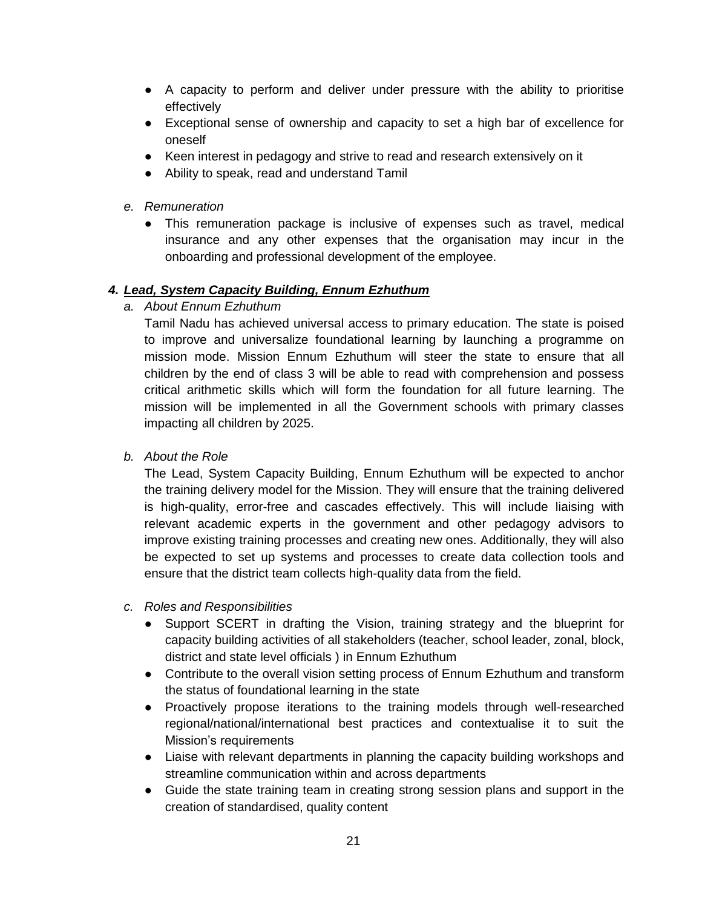- A capacity to perform and deliver under pressure with the ability to prioritise effectively
- Exceptional sense of ownership and capacity to set a high bar of excellence for oneself
- Keen interest in pedagogy and strive to read and research extensively on it
- Ability to speak, read and understand Tamil

*e. Remuneration*

- This remuneration package is inclusive of expenses such as travel, medical insurance and any other expenses that the organisation may incur in the onboarding and professional development of the employee.

### ***4. Lead, System Capacity Building, Ennum Ezhuthum***

*a. About Ennum Ezhuthum*

Tamil Nadu has achieved universal access to primary education. The state is poised to improve and universalize foundational learning by launching a programme on mission mode. Mission Ennum Ezhuthum will steer the state to ensure that all children by the end of class 3 will be able to read with comprehension and possess critical arithmetic skills which will form the foundation for all future learning. The mission will be implemented in all the Government schools with primary classes impacting all children by 2025.

*b. About the Role*

The Lead, System Capacity Building, Ennum Ezhuthum will be expected to anchor the training delivery model for the Mission. They will ensure that the training delivered is high-quality, error-free and cascades effectively. This will include liaising with relevant academic experts in the government and other pedagogy advisors to improve existing training processes and creating new ones. Additionally, they will also be expected to set up systems and processes to create data collection tools and ensure that the district team collects high-quality data from the field.

*c. Roles and Responsibilities*

- Support SCERT in drafting the Vision, training strategy and the blueprint for capacity building activities of all stakeholders (teacher, school leader, zonal, block, district and state level officials ) in Ennum Ezhuthum
- Contribute to the overall vision setting process of Ennum Ezhuthum and transform the status of foundational learning in the state
- Proactively propose iterations to the training models through well-researched regional/national/international best practices and contextualise it to suit the Mission's requirements
- Liaise with relevant departments in planning the capacity building workshops and streamline communication within and across departments
- Guide the state training team in creating strong session plans and support in the creation of standardised, quality content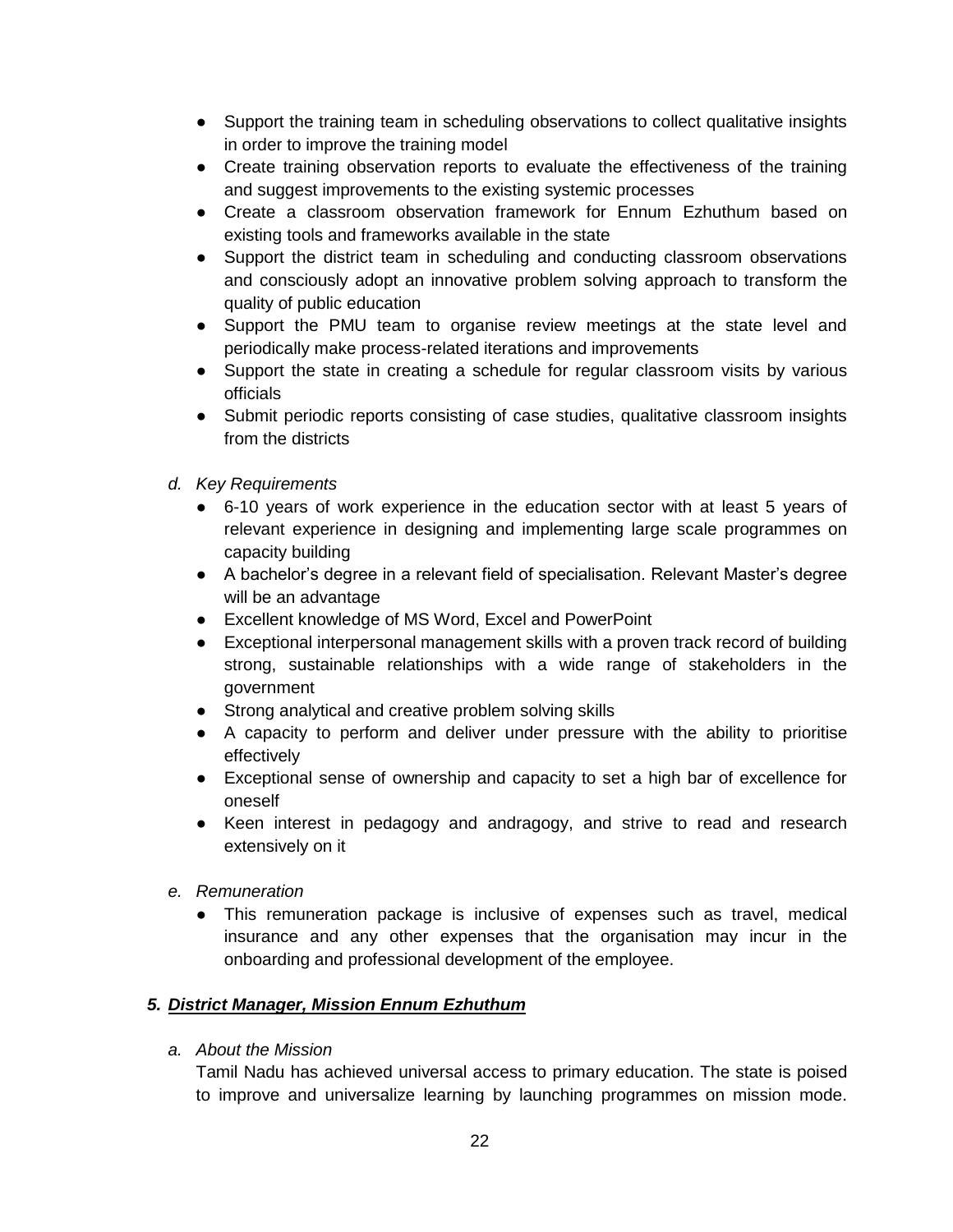- Support the training team in scheduling observations to collect qualitative insights in order to improve the training model
- Create training observation reports to evaluate the effectiveness of the training and suggest improvements to the existing systemic processes
- Create a classroom observation framework for Ennum Ezhuthum based on existing tools and frameworks available in the state
- Support the district team in scheduling and conducting classroom observations and consciously adopt an innovative problem solving approach to transform the quality of public education
- Support the PMU team to organise review meetings at the state level and periodically make process-related iterations and improvements
- Support the state in creating a schedule for regular classroom visits by various officials
- Submit periodic reports consisting of case studies, qualitative classroom insights from the districts

*d. Key Requirements*

- 6-10 years of work experience in the education sector with at least 5 years of relevant experience in designing and implementing large scale programmes on capacity building
- A bachelor's degree in a relevant field of specialisation. Relevant Master's degree will be an advantage
- Excellent knowledge of MS Word, Excel and PowerPoint
- Exceptional interpersonal management skills with a proven track record of building strong, sustainable relationships with a wide range of stakeholders in the government
- Strong analytical and creative problem solving skills
- A capacity to perform and deliver under pressure with the ability to prioritise effectively
- Exceptional sense of ownership and capacity to set a high bar of excellence for oneself
- Keen interest in pedagogy and andragogy, and strive to read and research extensively on it

*e. Remuneration*

- This remuneration package is inclusive of expenses such as travel, medical insurance and any other expenses that the organisation may incur in the onboarding and professional development of the employee.

### *5. District Manager, Mission Ennum Ezhuthum*

*a. About the Mission*

Tamil Nadu has achieved universal access to primary education. The state is poised to improve and universalize learning by launching programmes on mission mode.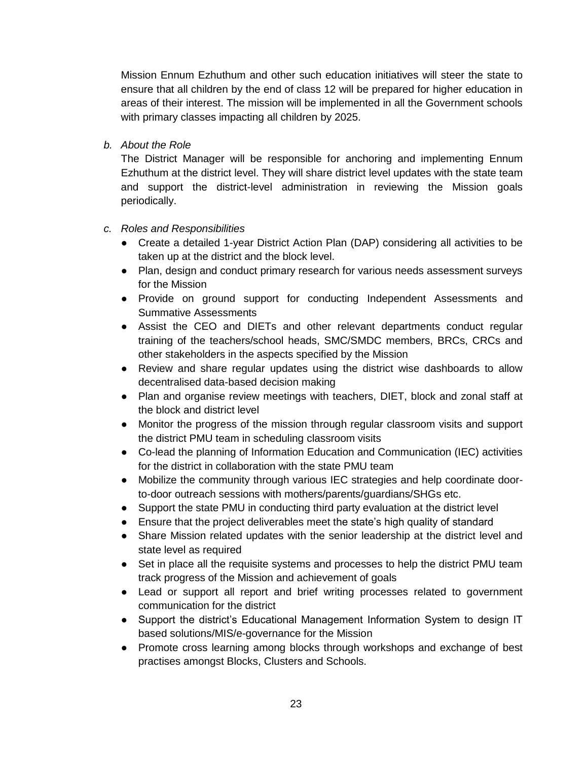Mission Ennum Ezhuthum and other such education initiatives will steer the state to ensure that all children by the end of class 12 will be prepared for higher education in areas of their interest. The mission will be implemented in all the Government schools with primary classes impacting all children by 2025.

b. *About the Role*

The District Manager will be responsible for anchoring and implementing Ennum Ezhuthum at the district level. They will share district level updates with the state team and support the district-level administration in reviewing the Mission goals periodically.

c. *Roles and Responsibilities*

- Create a detailed 1-year District Action Plan (DAP) considering all activities to be taken up at the district and the block level.
- Plan, design and conduct primary research for various needs assessment surveys for the Mission
- Provide on ground support for conducting Independent Assessments and Summative Assessments
- Assist the CEO and DIETs and other relevant departments conduct regular training of the teachers/school heads, SMC/SMDC members, BRCs, CRCs and other stakeholders in the aspects specified by the Mission
- Review and share regular updates using the district wise dashboards to allow decentralised data-based decision making
- Plan and organise review meetings with teachers, DIET, block and zonal staff at the block and district level
- Monitor the progress of the mission through regular classroom visits and support the district PMU team in scheduling classroom visits
- Co-lead the planning of Information Education and Communication (IEC) activities for the district in collaboration with the state PMU team
- Mobilize the community through various IEC strategies and help coordinate door-to-door outreach sessions with mothers/parents/guardians/SHGs etc.
- Support the state PMU in conducting third party evaluation at the district level
- Ensure that the project deliverables meet the state's high quality of standard
- Share Mission related updates with the senior leadership at the district level and state level as required
- Set in place all the requisite systems and processes to help the district PMU team track progress of the Mission and achievement of goals
- Lead or support all report and brief writing processes related to government communication for the district
- Support the district's Educational Management Information System to design IT based solutions/MIS/e-governance for the Mission
- Promote cross learning among blocks through workshops and exchange of best practises amongst Blocks, Clusters and Schools.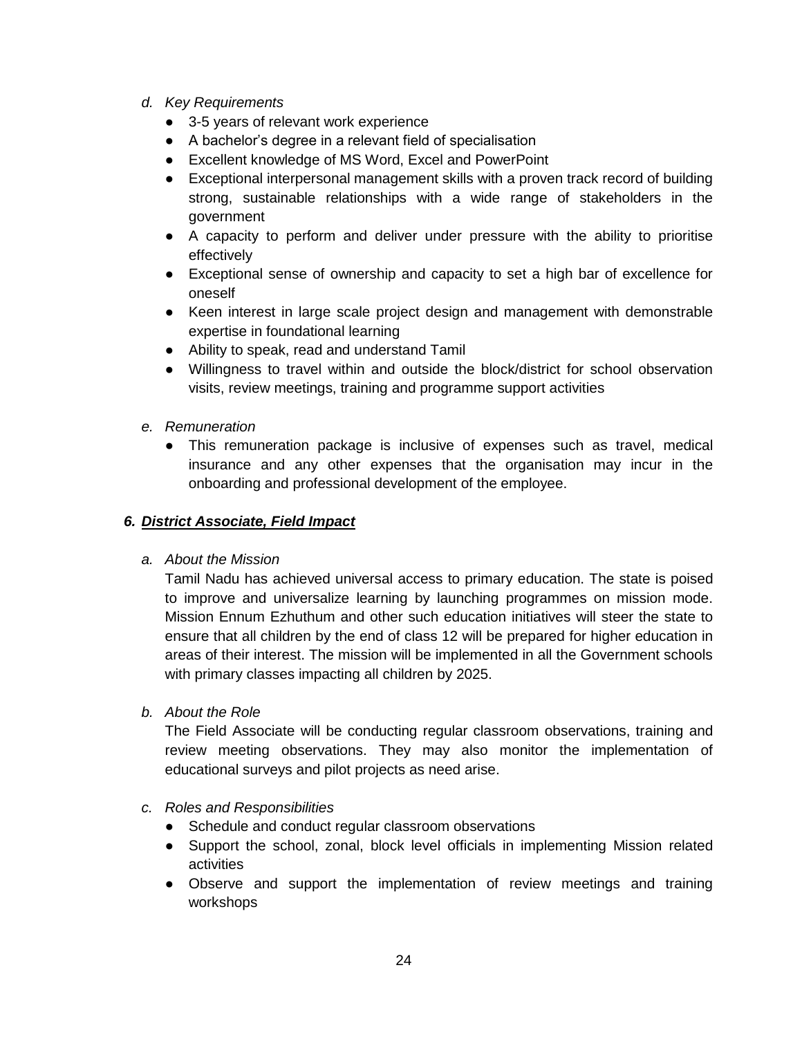*d. Key Requirements*

- 3-5 years of relevant work experience
- A bachelor's degree in a relevant field of specialisation
- Excellent knowledge of MS Word, Excel and PowerPoint
- Exceptional interpersonal management skills with a proven track record of building strong, sustainable relationships with a wide range of stakeholders in the government
- A capacity to perform and deliver under pressure with the ability to prioritise effectively
- Exceptional sense of ownership and capacity to set a high bar of excellence for oneself
- Keen interest in large scale project design and management with demonstrable expertise in foundational learning
- Ability to speak, read and understand Tamil
- Willingness to travel within and outside the block/district for school observation visits, review meetings, training and programme support activities

*e. Remuneration*

- This remuneration package is inclusive of expenses such as travel, medical insurance and any other expenses that the organisation may incur in the onboarding and professional development of the employee.

## *6. <u>District Associate, Field Impact</u>*

*a. About the Mission*

Tamil Nadu has achieved universal access to primary education. The state is poised to improve and universalize learning by launching programmes on mission mode. Mission Ennum Ezhuthum and other such education initiatives will steer the state to ensure that all children by the end of class 12 will be prepared for higher education in areas of their interest. The mission will be implemented in all the Government schools with primary classes impacting all children by 2025.

*b. About the Role*

The Field Associate will be conducting regular classroom observations, training and review meeting observations. They may also monitor the implementation of educational surveys and pilot projects as need arise.

*c. Roles and Responsibilities*

- Schedule and conduct regular classroom observations
- Support the school, zonal, block level officials in implementing Mission related activities
- Observe and support the implementation of review meetings and training workshops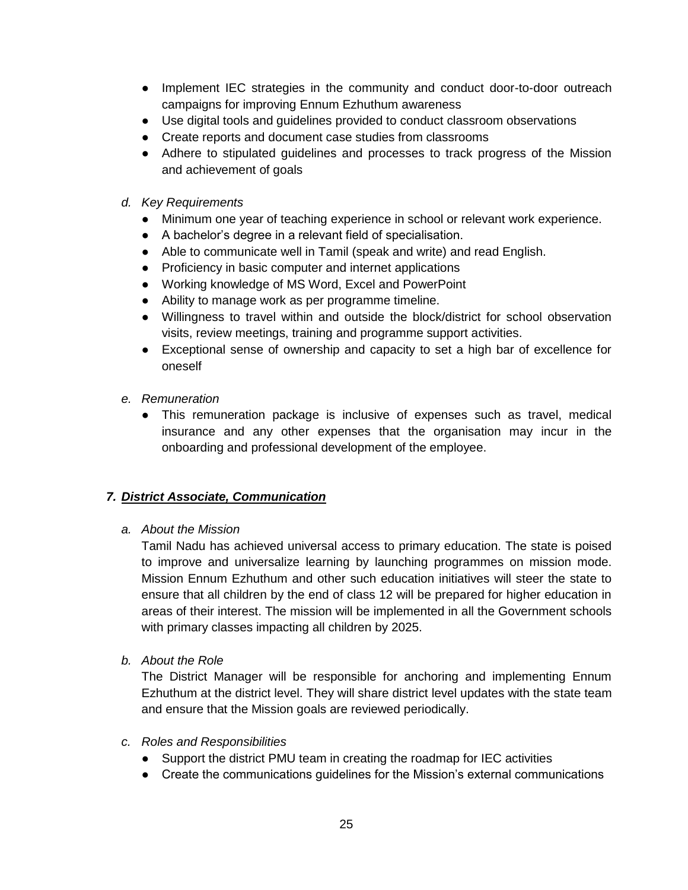- Implement IEC strategies in the community and conduct door-to-door outreach campaigns for improving Ennum Ezhuthum awareness
- Use digital tools and guidelines provided to conduct classroom observations
- Create reports and document case studies from classrooms
- Adhere to stipulated guidelines and processes to track progress of the Mission and achievement of goals

*d. Key Requirements*

- Minimum one year of teaching experience in school or relevant work experience.
- A bachelor's degree in a relevant field of specialisation.
- Able to communicate well in Tamil (speak and write) and read English.
- Proficiency in basic computer and internet applications
- Working knowledge of MS Word, Excel and PowerPoint
- Ability to manage work as per programme timeline.
- Willingness to travel within and outside the block/district for school observation visits, review meetings, training and programme support activities.
- Exceptional sense of ownership and capacity to set a high bar of excellence for oneself

*e. Remuneration*

- This remuneration package is inclusive of expenses such as travel, medical insurance and any other expenses that the organisation may incur in the onboarding and professional development of the employee.

### *7. **District Associate, Communication***

*a. About the Mission*

Tamil Nadu has achieved universal access to primary education. The state is poised to improve and universalize learning by launching programmes on mission mode. Mission Ennum Ezhuthum and other such education initiatives will steer the state to ensure that all children by the end of class 12 will be prepared for higher education in areas of their interest. The mission will be implemented in all the Government schools with primary classes impacting all children by 2025.

*b. About the Role*

The District Manager will be responsible for anchoring and implementing Ennum Ezhuthum at the district level. They will share district level updates with the state team and ensure that the Mission goals are reviewed periodically.

*c. Roles and Responsibilities*

- Support the district PMU team in creating the roadmap for IEC activities
- Create the communications guidelines for the Mission's external communications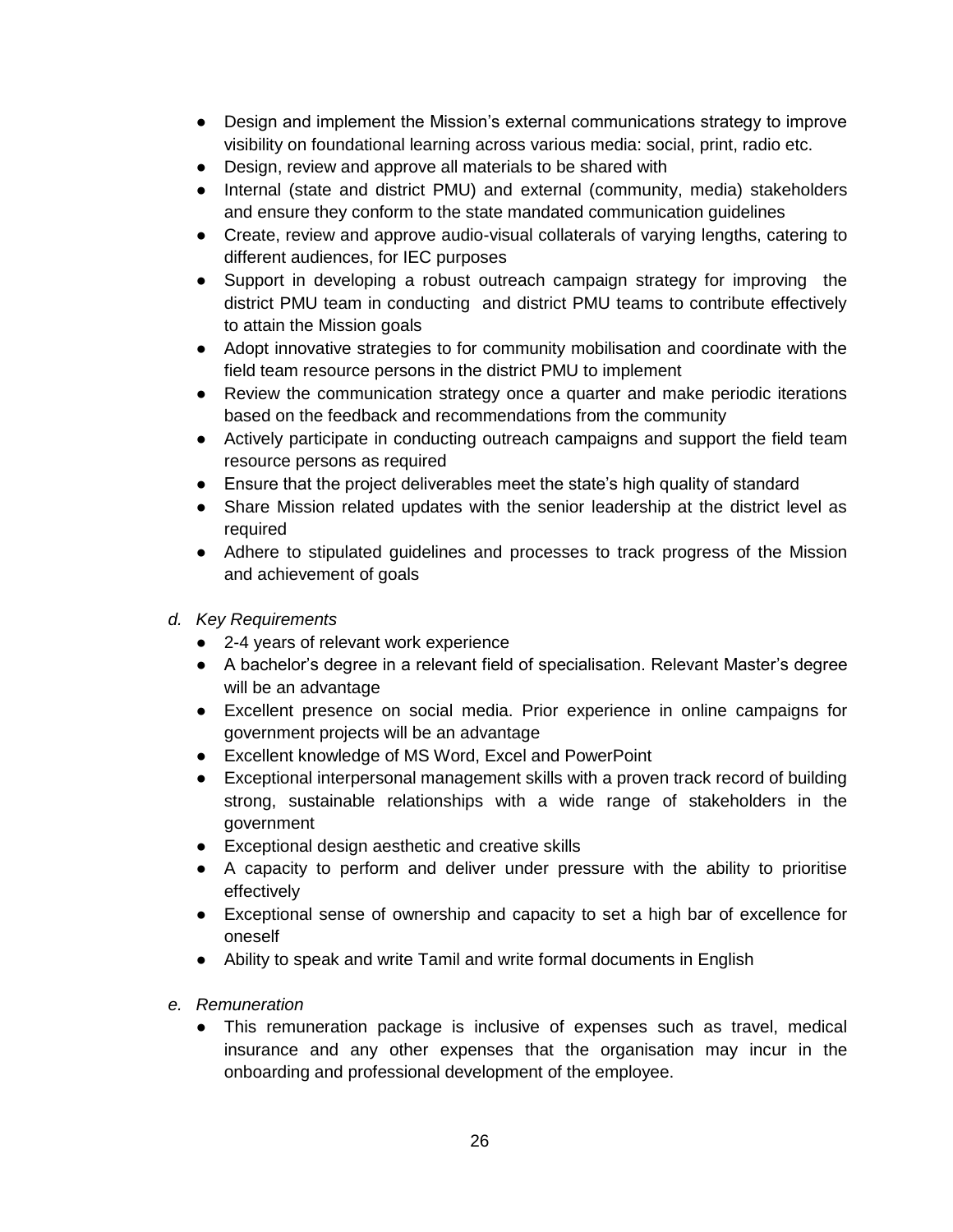- Design and implement the Mission's external communications strategy to improve visibility on foundational learning across various media: social, print, radio etc.
- Design, review and approve all materials to be shared with
- Internal (state and district PMU) and external (community, media) stakeholders and ensure they conform to the state mandated communication guidelines
- Create, review and approve audio-visual collaterals of varying lengths, catering to different audiences, for IEC purposes
- Support in developing a robust outreach campaign strategy for improving the district PMU team in conducting and district PMU teams to contribute effectively to attain the Mission goals
- Adopt innovative strategies to for community mobilisation and coordinate with the field team resource persons in the district PMU to implement
- Review the communication strategy once a quarter and make periodic iterations based on the feedback and recommendations from the community
- Actively participate in conducting outreach campaigns and support the field team resource persons as required
- Ensure that the project deliverables meet the state's high quality of standard
- Share Mission related updates with the senior leadership at the district level as required
- Adhere to stipulated guidelines and processes to track progress of the Mission and achievement of goals

*d. Key Requirements*

- 2-4 years of relevant work experience
- A bachelor's degree in a relevant field of specialisation. Relevant Master's degree will be an advantage
- Excellent presence on social media. Prior experience in online campaigns for government projects will be an advantage
- Excellent knowledge of MS Word, Excel and PowerPoint
- Exceptional interpersonal management skills with a proven track record of building strong, sustainable relationships with a wide range of stakeholders in the government
- Exceptional design aesthetic and creative skills
- A capacity to perform and deliver under pressure with the ability to prioritise effectively
- Exceptional sense of ownership and capacity to set a high bar of excellence for oneself
- Ability to speak and write Tamil and write formal documents in English

*e. Remuneration*

- This remuneration package is inclusive of expenses such as travel, medical insurance and any other expenses that the organisation may incur in the onboarding and professional development of the employee.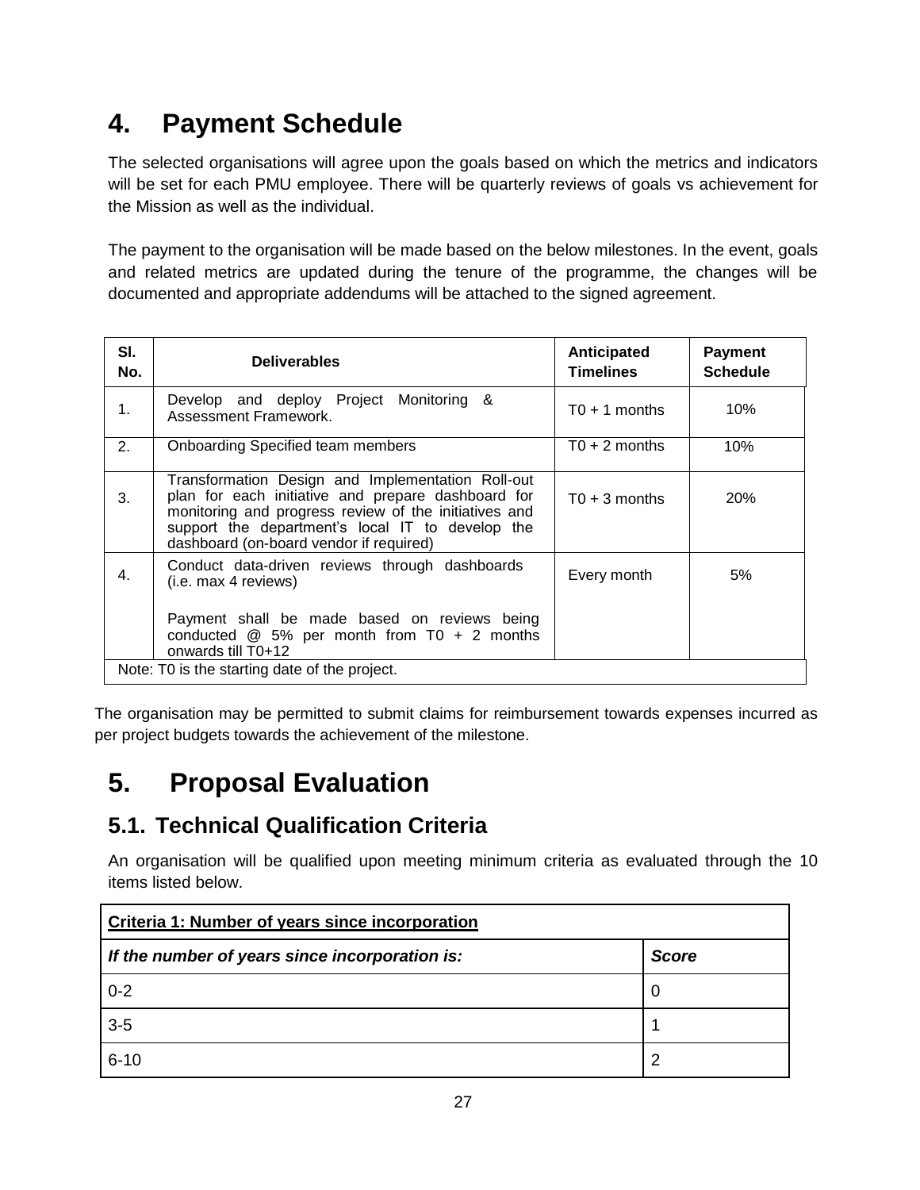# 4. Payment Schedule

The selected organisations will agree upon the goals based on which the metrics and indicators will be set for each PMU employee. There will be quarterly reviews of goals vs achievement for the Mission as well as the individual.

The payment to the organisation will be made based on the below milestones. In the event, goals and related metrics are updated during the tenure of the programme, the changes will be documented and appropriate addendums will be attached to the signed agreement.

| Sl. No. | Deliverables | Anticipated Timelines | Payment Schedule |
|---|---|---|---|
| 1. | Develop and deploy Project Monitoring & Assessment Framework. | T0 + 1 months | 10% |
| 2. | Onboarding Specified team members | T0 + 2 months | 10% |
| 3. | Transformation Design and Implementation Roll-out plan for each initiative and prepare dashboard for monitoring and progress review of the initiatives and support the department's local IT to develop the dashboard (on-board vendor if required) | T0 + 3 months | 20% |
| 4. | Conduct data-driven reviews through dashboards (i.e. max 4 reviews)<br><br>Payment shall be made based on reviews being conducted @ 5% per month from T0 + 2 months onwards till T0+12 | Every month | 5% |
| Note: T0 is the starting date of the project. | | | |

The organisation may be permitted to submit claims for reimbursement towards expenses incurred as per project budgets towards the achievement of the milestone.

# 5. Proposal Evaluation

## 5.1. Technical Qualification Criteria

An organisation will be qualified upon meeting minimum criteria as evaluated through the 10 items listed below.

| **Criteria 1: Number of years since incorporation** | |
|---|---|
| ***If the number of years since incorporation is:*** | ***Score*** |
| 0-2 | 0 |
| 3-5 | 1 |
| 6-10 | 2 |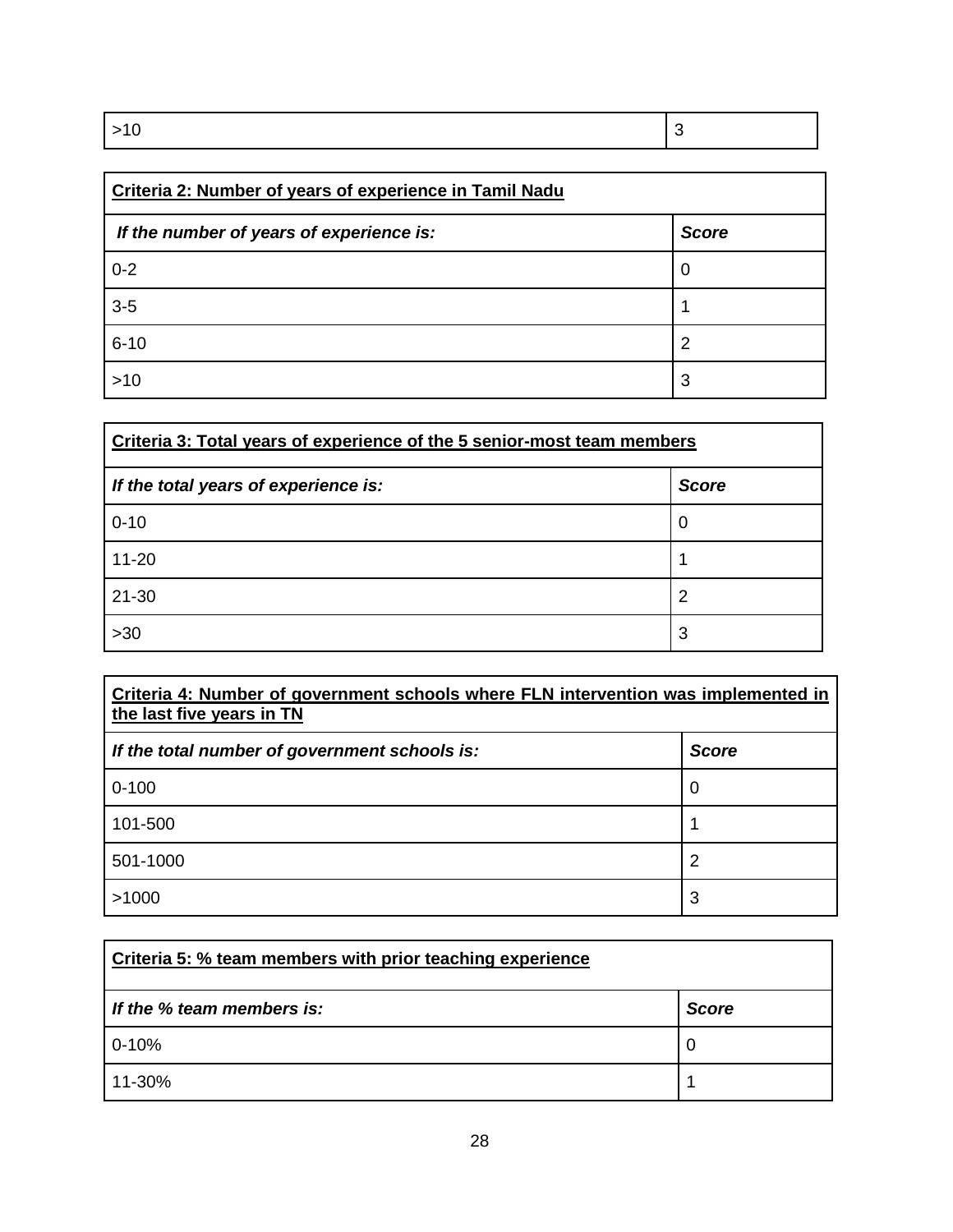| >10 | 3 |
|---|---|

| **Criteria 2: Number of years of experience in Tamil Nadu** | |
|---|---|
| ***If the number of years of experience is:*** | ***Score*** |
| 0-2 | 0 |
| 3-5 | 1 |
| 6-10 | 2 |
| >10 | 3 |

| **Criteria 3: Total years of experience of the 5 senior-most team members** | |
|---|---|
| ***If the total years of experience is:*** | ***Score*** |
| 0-10 | 0 |
| 11-20 | 1 |
| 21-30 | 2 |
| >30 | 3 |

| **Criteria 4: Number of government schools where FLN intervention was implemented in the last five years in TN** | |
|---|---|
| ***If the total number of government schools is:*** | ***Score*** |
| 0-100 | 0 |
| 101-500 | 1 |
| 501-1000 | 2 |
| >1000 | 3 |

| **Criteria 5: % team members with prior teaching experience** | |
|---|---|
| ***If the % team members is:*** | ***Score*** |
| 0-10% | 0 |
| 11-30% | 1 |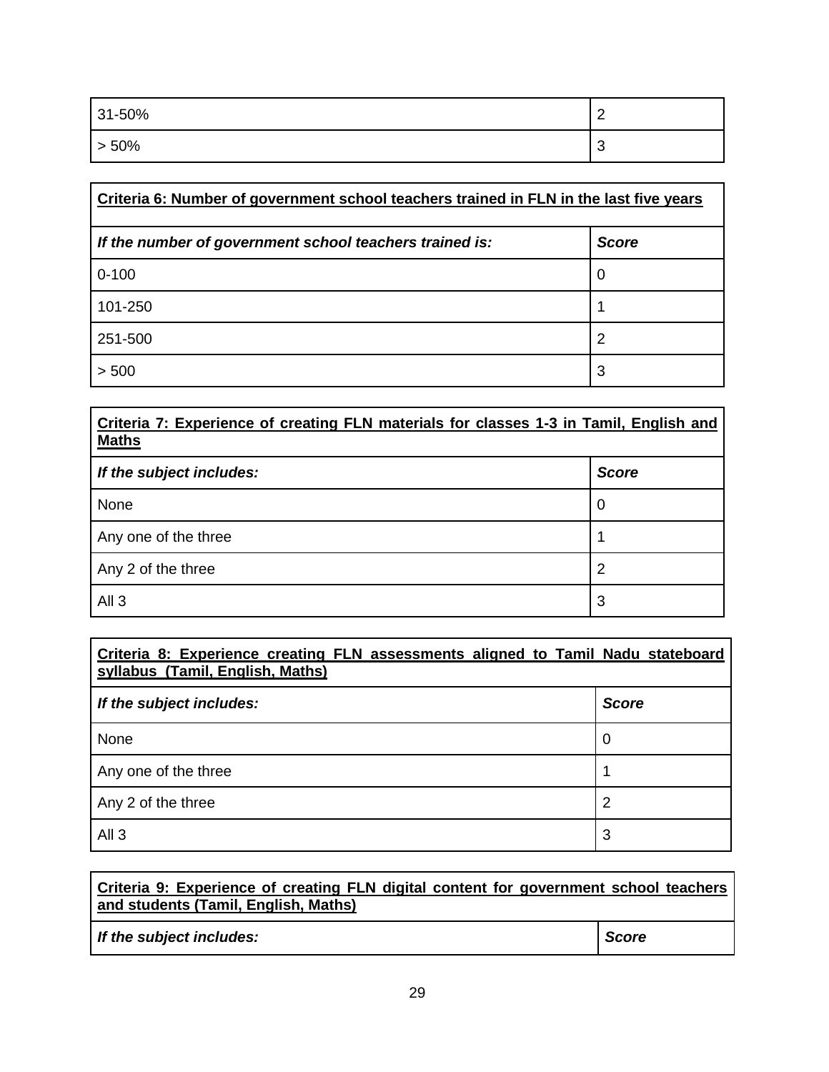| 31-50% | 2 |
| --- | --- |
| > 50% | 3 |

| **Criteria 6: Number of government school teachers trained in FLN in the last five years** | |
| --- | --- |
| ***If the number of government school teachers trained is:*** | ***Score*** |
| 0-100 | 0 |
| 101-250 | 1 |
| 251-500 | 2 |
| > 500 | 3 |

| **Criteria 7: Experience of creating FLN materials for classes 1-3 in Tamil, English and Maths** | |
| --- | --- |
| ***If the subject includes:*** | ***Score*** |
| None | 0 |
| Any one of the three | 1 |
| Any 2 of the three | 2 |
| All 3 | 3 |

| **Criteria 8: Experience creating FLN assessments aligned to Tamil Nadu stateboard syllabus (Tamil, English, Maths)** | |
| --- | --- |
| ***If the subject includes:*** | ***Score*** |
| None | 0 |
| Any one of the three | 1 |
| Any 2 of the three | 2 |
| All 3 | 3 |

| **Criteria 9: Experience of creating FLN digital content for government school teachers and students (Tamil, English, Maths)** | |
| --- | --- |
| ***If the subject includes:*** | ***Score*** |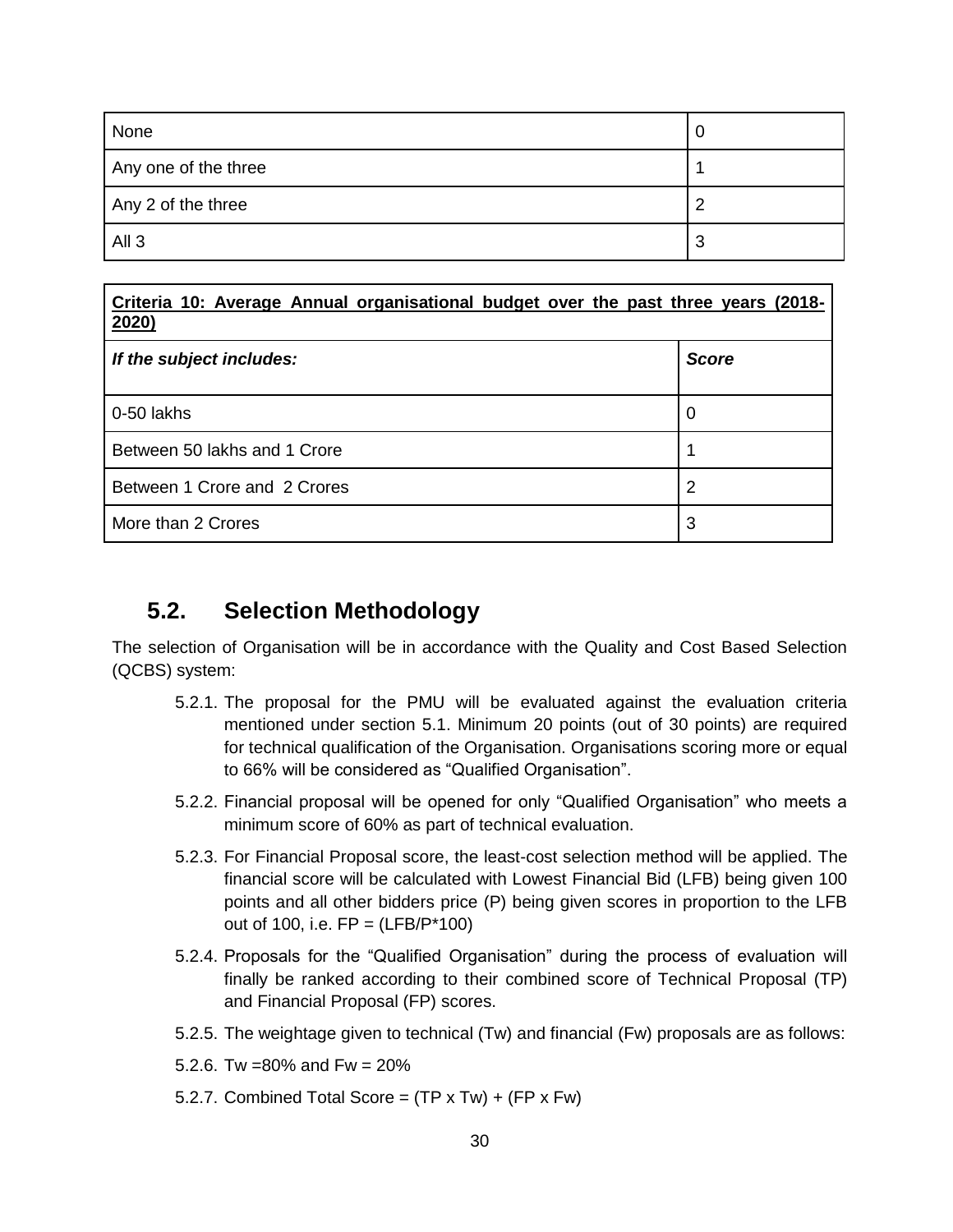| None | 0 |
| --- | --- |
| Any one of the three | 1 |
| Any 2 of the three | 2 |
| All 3 | 3 |

| **Criteria 10: Average Annual organisational budget over the past three years (2018-2020)** | |
| --- | --- |
| ***If the subject includes:*** | ***Score*** |
| 0-50 lakhs | 0 |
| Between 50 lakhs and 1 Crore | 1 |
| Between 1 Crore and 2 Crores | 2 |
| More than 2 Crores | 3 |

## 5.2. Selection Methodology

The selection of Organisation will be in accordance with the Quality and Cost Based Selection (QCBS) system:

5.2.1. The proposal for the PMU will be evaluated against the evaluation criteria mentioned under section 5.1. Minimum 20 points (out of 30 points) are required for technical qualification of the Organisation. Organisations scoring more or equal to 66% will be considered as "Qualified Organisation".

5.2.2. Financial proposal will be opened for only "Qualified Organisation" who meets a minimum score of 60% as part of technical evaluation.

5.2.3. For Financial Proposal score, the least-cost selection method will be applied. The financial score will be calculated with Lowest Financial Bid (LFB) being given 100 points and all other bidders price (P) being given scores in proportion to the LFB out of 100, i.e. FP = (LFB/P*100)

5.2.4. Proposals for the "Qualified Organisation" during the process of evaluation will finally be ranked according to their combined score of Technical Proposal (TP) and Financial Proposal (FP) scores.

5.2.5. The weightage given to technical (Tw) and financial (Fw) proposals are as follows:

5.2.6. Tw =80% and Fw = 20%

5.2.7. Combined Total Score = (TP x Tw) + (FP x Fw)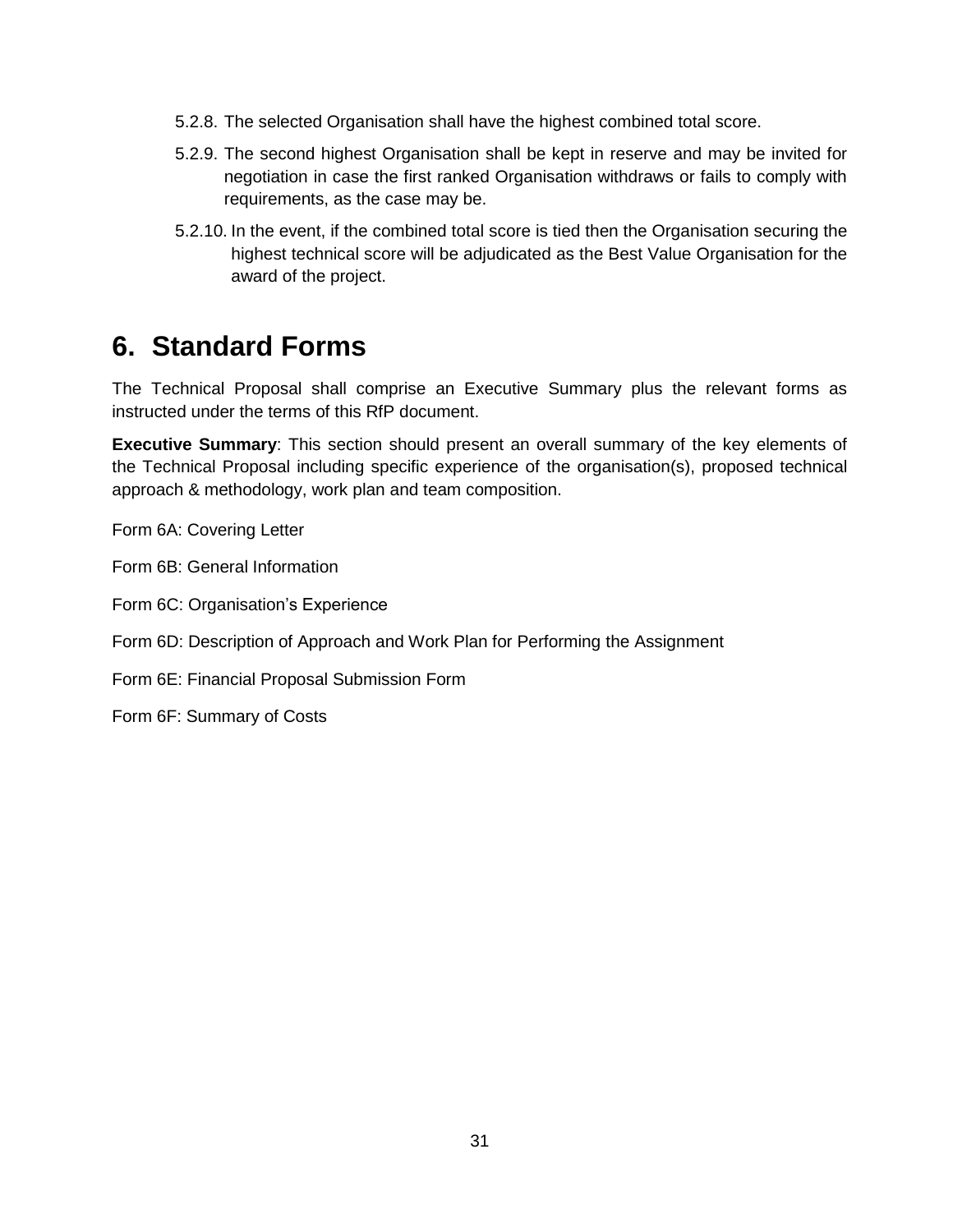5.2.8. The selected Organisation shall have the highest combined total score.

5.2.9. The second highest Organisation shall be kept in reserve and may be invited for negotiation in case the first ranked Organisation withdraws or fails to comply with requirements, as the case may be.

5.2.10. In the event, if the combined total score is tied then the Organisation securing the highest technical score will be adjudicated as the Best Value Organisation for the award of the project.

# 6. Standard Forms

The Technical Proposal shall comprise an Executive Summary plus the relevant forms as instructed under the terms of this RfP document.

**Executive Summary**: This section should present an overall summary of the key elements of the Technical Proposal including specific experience of the organisation(s), proposed technical approach & methodology, work plan and team composition.

Form 6A: Covering Letter

Form 6B: General Information

Form 6C: Organisation's Experience

Form 6D: Description of Approach and Work Plan for Performing the Assignment

Form 6E: Financial Proposal Submission Form

Form 6F: Summary of Costs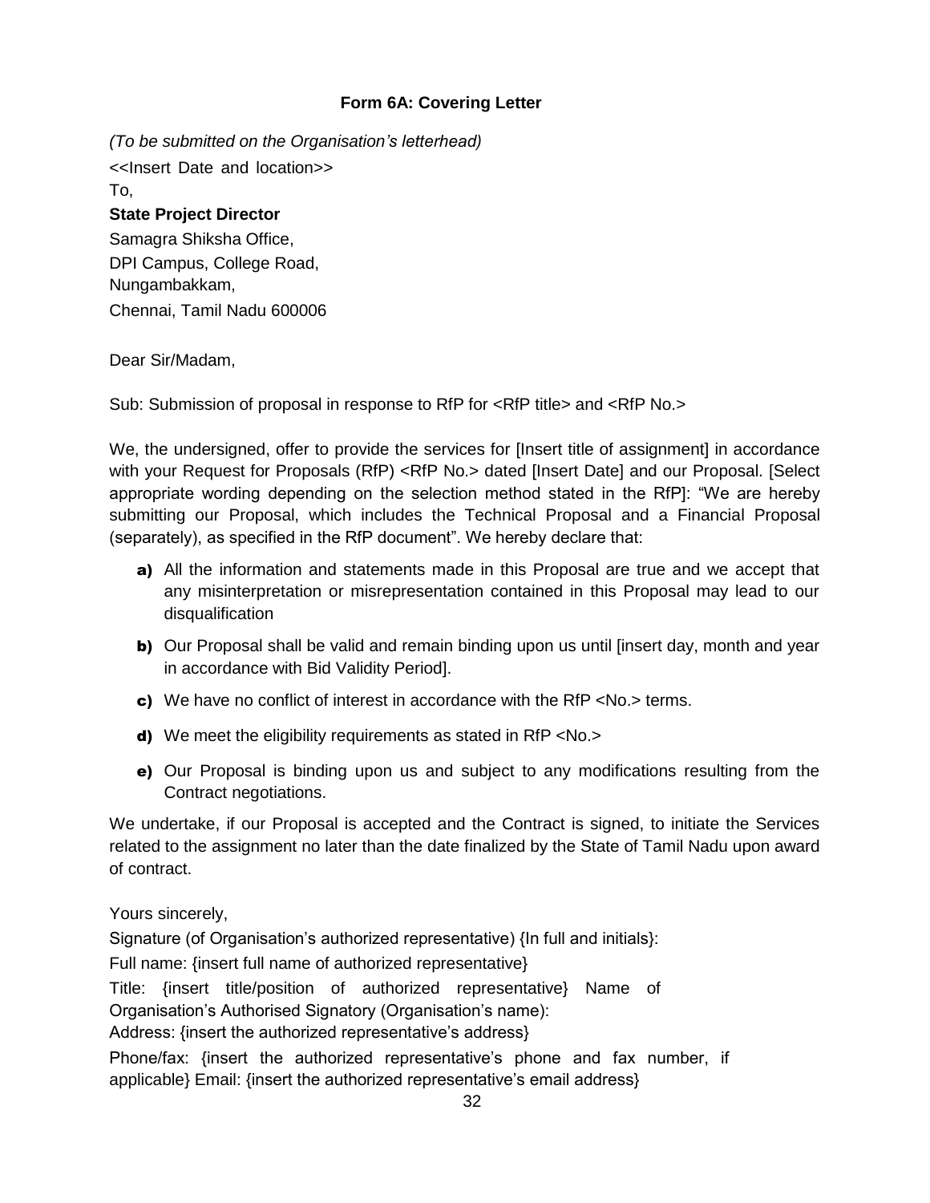## Form 6A: Covering Letter

*(To be submitted on the Organisation's letterhead)*

<<Insert Date and location>>

To,

**State Project Director**

Samagra Shiksha Office,

DPI Campus, College Road,

Nungambakkam,

Chennai, Tamil Nadu 600006

Dear Sir/Madam,

Sub: Submission of proposal in response to RfP for <RfP title> and <RfP No.>

We, the undersigned, offer to provide the services for [Insert title of assignment] in accordance with your Request for Proposals (RfP) <RfP No.> dated [Insert Date] and our Proposal. [Select appropriate wording depending on the selection method stated in the RfP]: "We are hereby submitting our Proposal, which includes the Technical Proposal and a Financial Proposal (separately), as specified in the RfP document". We hereby declare that:

- **a)** All the information and statements made in this Proposal are true and we accept that any misinterpretation or misrepresentation contained in this Proposal may lead to our disqualification
- **b)** Our Proposal shall be valid and remain binding upon us until [insert day, month and year in accordance with Bid Validity Period].
- **c)** We have no conflict of interest in accordance with the RfP <No.> terms.
- **d)** We meet the eligibility requirements as stated in RfP <No.>
- **e)** Our Proposal is binding upon us and subject to any modifications resulting from the Contract negotiations.

We undertake, if our Proposal is accepted and the Contract is signed, to initiate the Services related to the assignment no later than the date finalized by the State of Tamil Nadu upon award of contract.

Yours sincerely,

Signature (of Organisation's authorized representative) {In full and initials}:

Full name: {insert full name of authorized representative}

Title: {insert title/position of authorized representative} Name of Organisation's Authorised Signatory (Organisation's name):

Address: {insert the authorized representative's address}

Phone/fax: {insert the authorized representative's phone and fax number, if applicable} Email: {insert the authorized representative's email address}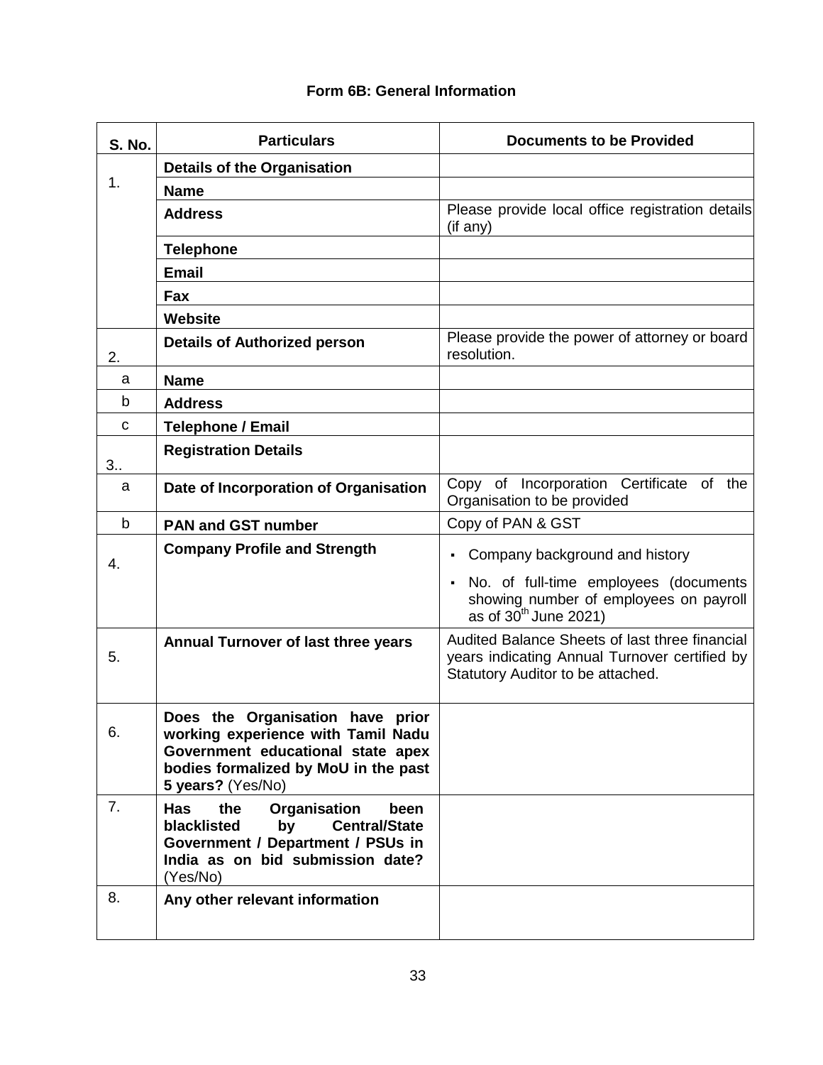## Form 6B: General Information

| S. No. | Particulars | Documents to be Provided |
|---|---|---|
| 1. | **Details of the Organisation** | |
| | **Name** | |
| | **Address** | Please provide local office registration details (if any) |
| | **Telephone** | |
| | **Email** | |
| | **Fax** | |
| | **Website** | |
| 2. | **Details of Authorized person** | Please provide the power of attorney or board resolution. |
| a | **Name** | |
| b | **Address** | |
| c | **Telephone / Email** | |
| 3.. | **Registration Details** | |
| a | **Date of Incorporation of Organisation** | Copy of Incorporation Certificate of the Organisation to be provided |
| b | **PAN and GST number** | Copy of PAN & GST |
| 4. | **Company Profile and Strength** | ▪ Company background and history<br>▪ No. of full-time employees (documents showing number of employees on payroll as of 30th June 2021) |
| 5. | **Annual Turnover of last three years** | Audited Balance Sheets of last three financial years indicating Annual Turnover certified by Statutory Auditor to be attached. |
| 6. | **Does the Organisation have prior working experience with Tamil Nadu Government educational state apex bodies formalized by MoU in the past 5 years?** (Yes/No) | |
| 7. | **Has the Organisation been blacklisted by Central/State Government / Department / PSUs in India as on bid submission date?** (Yes/No) | |
| 8. | **Any other relevant information** | |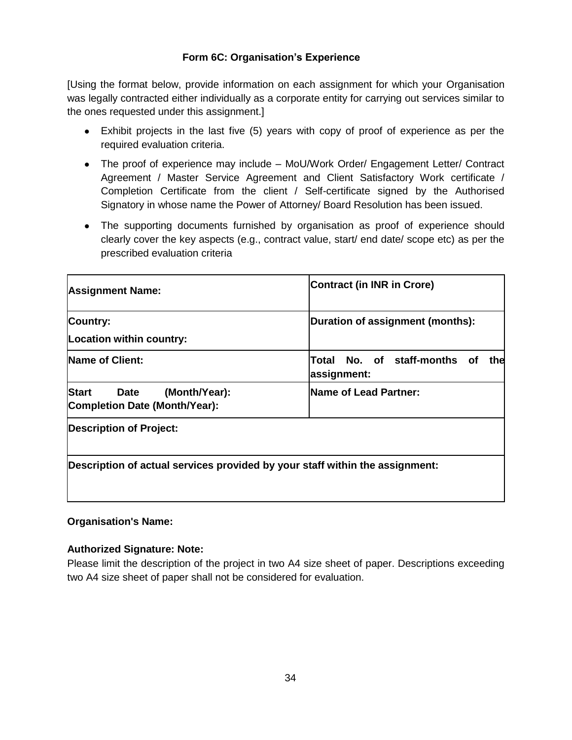**Form 6C: Organisation's Experience**

[Using the format below, provide information on each assignment for which your Organisation was legally contracted either individually as a corporate entity for carrying out services similar to the ones requested under this assignment.]

- Exhibit projects in the last five (5) years with copy of proof of experience as per the required evaluation criteria.
- The proof of experience may include – MoU/Work Order/ Engagement Letter/ Contract Agreement / Master Service Agreement and Client Satisfactory Work certificate / Completion Certificate from the client / Self-certificate signed by the Authorised Signatory in whose name the Power of Attorney/ Board Resolution has been issued.
- The supporting documents furnished by organisation as proof of experience should clearly cover the key aspects (e.g., contract value, start/ end date/ scope etc) as per the prescribed evaluation criteria

| **Assignment Name:** | **Contract (in INR in Crore)** |
|---|---|
| **Country:**<br>**Location within country:** | **Duration of assignment (months):** |
| **Name of Client:** | **Total No. of staff-months of the assignment:** |
| **Start Date (Month/Year):**<br>**Completion Date (Month/Year):** | **Name of Lead Partner:** |
| **Description of Project:** | |
| **Description of actual services provided by your staff within the assignment:** | |

**Organisation's Name:**

**Authorized Signature: Note:**
Please limit the description of the project in two A4 size sheet of paper. Descriptions exceeding two A4 size sheet of paper shall not be considered for evaluation.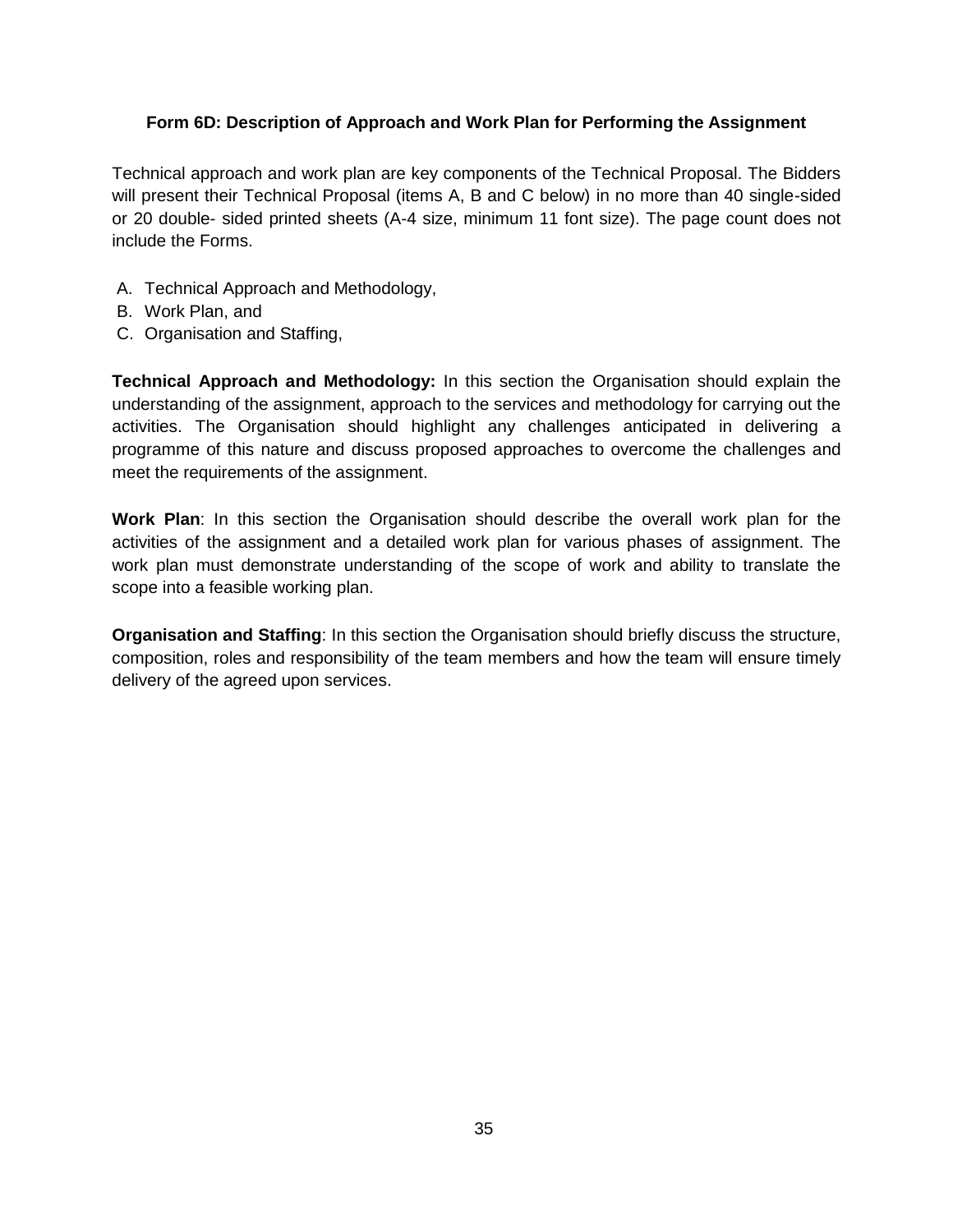### Form 6D: Description of Approach and Work Plan for Performing the Assignment

Technical approach and work plan are key components of the Technical Proposal. The Bidders will present their Technical Proposal (items A, B and C below) in no more than 40 single-sided or 20 double- sided printed sheets (A-4 size, minimum 11 font size). The page count does not include the Forms.

A. Technical Approach and Methodology,
B. Work Plan, and
C. Organisation and Staffing,

**Technical Approach and Methodology:** In this section the Organisation should explain the understanding of the assignment, approach to the services and methodology for carrying out the activities. The Organisation should highlight any challenges anticipated in delivering a programme of this nature and discuss proposed approaches to overcome the challenges and meet the requirements of the assignment.

**Work Plan**: In this section the Organisation should describe the overall work plan for the activities of the assignment and a detailed work plan for various phases of assignment. The work plan must demonstrate understanding of the scope of work and ability to translate the scope into a feasible working plan.

**Organisation and Staffing**: In this section the Organisation should briefly discuss the structure, composition, roles and responsibility of the team members and how the team will ensure timely delivery of the agreed upon services.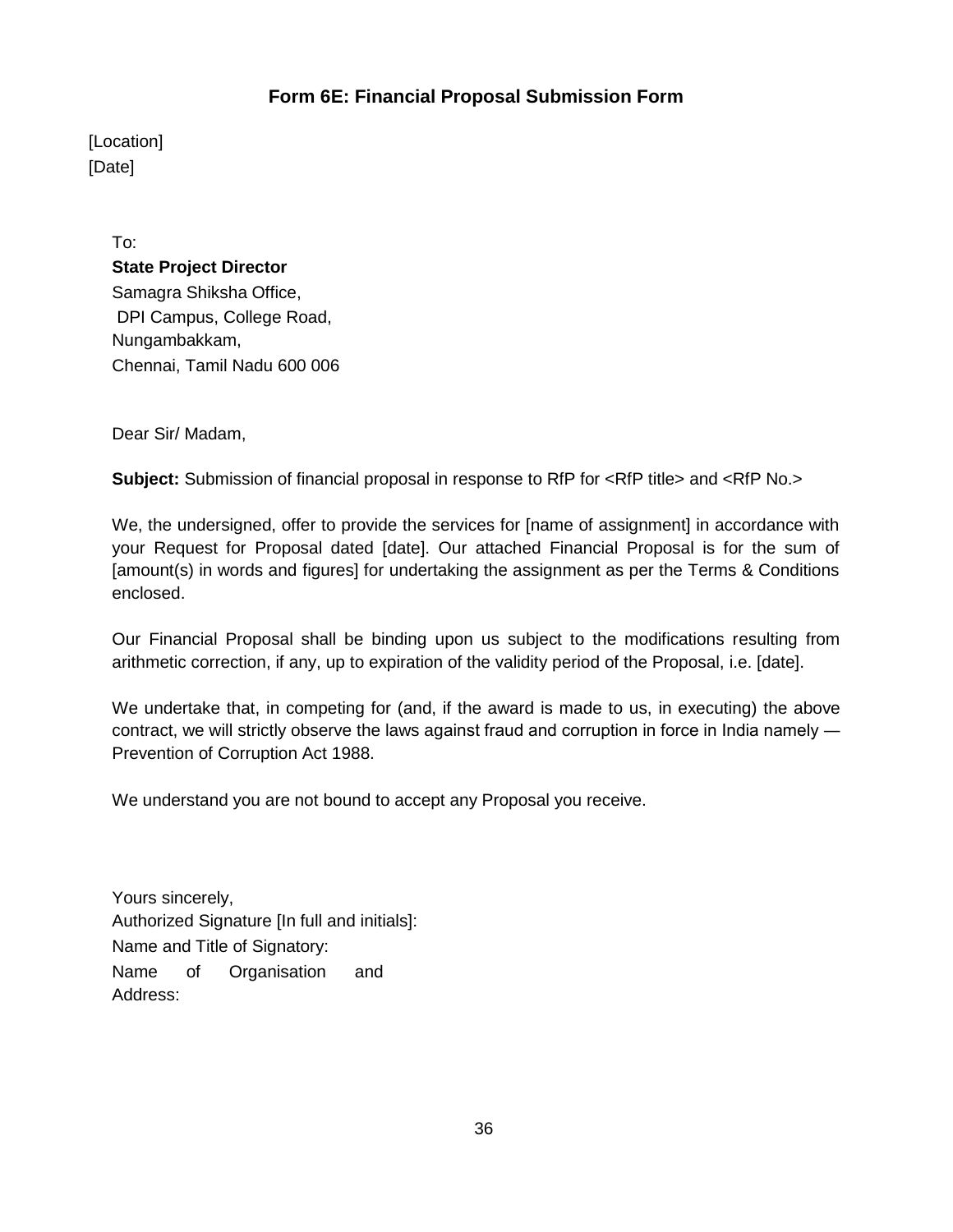## Form 6E: Financial Proposal Submission Form

[Location]
[Date]

To:
**State Project Director**
Samagra Shiksha Office,
DPI Campus, College Road,
Nungambakkam,
Chennai, Tamil Nadu 600 006

Dear Sir/ Madam,

**Subject:** Submission of financial proposal in response to RfP for <RfP title> and <RfP No.>

We, the undersigned, offer to provide the services for [name of assignment] in accordance with your Request for Proposal dated [date]. Our attached Financial Proposal is for the sum of [amount(s) in words and figures] for undertaking the assignment as per the Terms & Conditions enclosed.

Our Financial Proposal shall be binding upon us subject to the modifications resulting from arithmetic correction, if any, up to expiration of the validity period of the Proposal, i.e. [date].

We undertake that, in competing for (and, if the award is made to us, in executing) the above contract, we will strictly observe the laws against fraud and corruption in force in India namely — Prevention of Corruption Act 1988.

We understand you are not bound to accept any Proposal you receive.

Yours sincerely,
Authorized Signature [In full and initials]:
Name and Title of Signatory:
Name of Organisation and Address: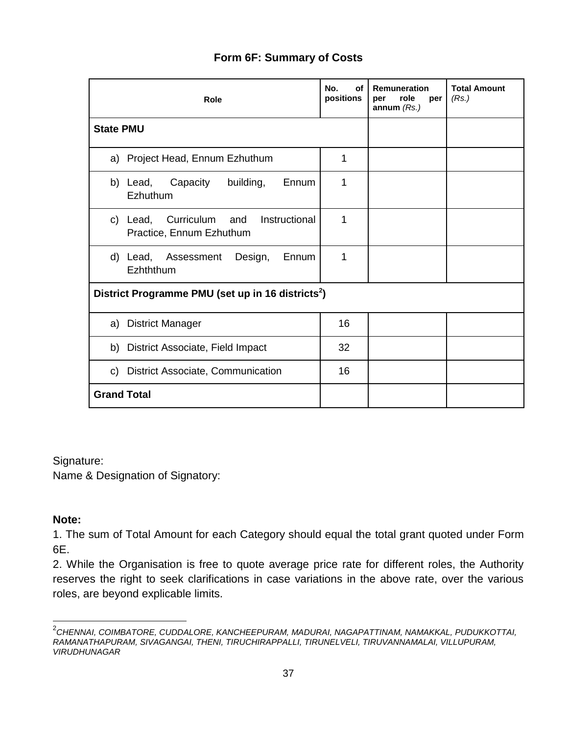### Form 6F: Summary of Costs

| Role | No. of positions | Remuneration per role per annum *(Rs.)* | Total Amount *(Rs.)* |
|---|---|---|---|
| **State PMU** | | | |
| a) Project Head, Ennum Ezhuthum | 1 | | |
| b) Lead, Capacity building, Ennum Ezhuthum | 1 | | |
| c) Lead, Curriculum and Instructional Practice, Ennum Ezhuthum | 1 | | |
| d) Lead, Assessment Design, Ennum Ezhththum | 1 | | |
| **District Programme PMU (set up in 16 districts[2])** | | | |
| a) District Manager | 16 | | |
| b) District Associate, Field Impact | 32 | | |
| c) District Associate, Communication | 16 | | |
| **Grand Total** | | | |

Signature:
Name & Designation of Signatory:

**Note:**

1. The sum of Total Amount for each Category should equal the total grant quoted under Form 6E.
2. While the Organisation is free to quote average price rate for different roles, the Authority reserves the right to seek clarifications in case variations in the above rate, over the various roles, are beyond explicable limits.

---

[2] *CHENNAI, COIMBATORE, CUDDALORE, KANCHEEPURAM, MADURAI, NAGAPATTINAM, NAMAKKAL, PUDUKKOTTAI, RAMANATHAPURAM, SIVAGANGAI, THENI, TIRUCHIRAPPALLI, TIRUNELVELI, TIRUVANNAMALAI, VILLUPURAM, VIRUDHUNAGAR*